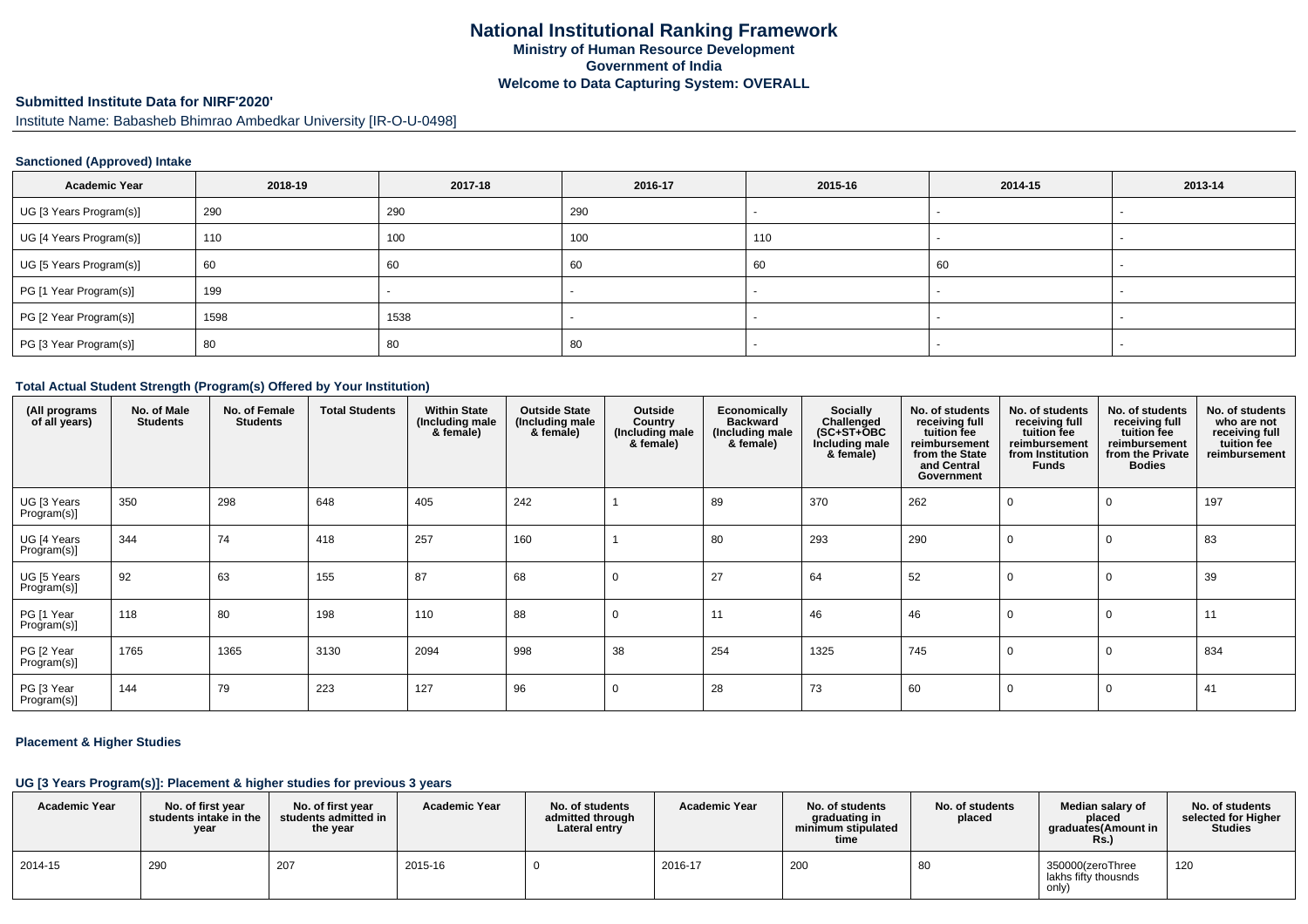# National Institutional Ranking Framework

**Ministry of Human Resource Development**
**Government of India**
**Welcome to Data Capturing System: OVERALL**

**Submitted Institute Data for NIRF'2020'**

Institute Name: Babasheb Bhimrao Ambedkar University [IR-O-U-0498]

### Sanctioned (Approved) Intake

| Academic Year | 2018-19 | 2017-18 | 2016-17 | 2015-16 | 2014-15 | 2013-14 |
|---|---|---|---|---|---|---|
| UG [3 Years Program(s)] | 290 | 290 | 290 | - | - | - |
| UG [4 Years Program(s)] | 110 | 100 | 100 | 110 | - | - |
| UG [5 Years Program(s)] | 60 | 60 | 60 | 60 | 60 | - |
| PG [1 Year Program(s)] | 199 | - | - | - | - | - |
| PG [2 Year Program(s)] | 1598 | 1538 | - | - | - | - |
| PG [3 Year Program(s)] | 80 | 80 | 80 | - | - | - |

### Total Actual Student Strength (Program(s) Offered by Your Institution)

| (All programs of all years) | No. of Male Students | No. of Female Students | Total Students | Within State (Including male & female) | Outside State (Including male & female) | Outside Country (Including male & female) | Economically Backward (Including male & female) | Socially Challenged (SC+ST+OBC Including male & female) | No. of students receiving full tuition fee reimbursement from the State and Central Government | No. of students receiving full tuition fee reimbursement from Institution Funds | No. of students receiving full tuition fee reimbursement from the Private Bodies | No. of students who are not receiving full tuition fee reimbursement |
|---|---|---|---|---|---|---|---|---|---|---|---|---|
| UG [3 Years Program(s)] | 350 | 298 | 648 | 405 | 242 | 1 | 89 | 370 | 262 | 0 | 0 | 197 |
| UG [4 Years Program(s)] | 344 | 74 | 418 | 257 | 160 | 1 | 80 | 293 | 290 | 0 | 0 | 83 |
| UG [5 Years Program(s)] | 92 | 63 | 155 | 87 | 68 | 0 | 27 | 64 | 52 | 0 | 0 | 39 |
| PG [1 Year Program(s)] | 118 | 80 | 198 | 110 | 88 | 0 | 11 | 46 | 46 | 0 | 0 | 11 |
| PG [2 Year Program(s)] | 1765 | 1365 | 3130 | 2094 | 998 | 38 | 254 | 1325 | 745 | 0 | 0 | 834 |
| PG [3 Year Program(s)] | 144 | 79 | 223 | 127 | 96 | 0 | 28 | 73 | 60 | 0 | 0 | 41 |

### Placement & Higher Studies

#### UG [3 Years Program(s)]: Placement & higher studies for previous 3 years

| Academic Year | No. of first year students intake in the year | No. of first year students admitted in the year | Academic Year | No. of students admitted through Lateral entry | Academic Year | No. of students graduating in minimum stipulated time | No. of students placed | Median salary of placed graduates(Amount in Rs.) | No. of students selected for Higher Studies |
|---|---|---|---|---|---|---|---|---|---|
| 2014-15 | 290 | 207 | 2015-16 | 0 | 2016-17 | 200 | 80 | 350000(zeroThree lakhs fifty thousnds only) | 120 |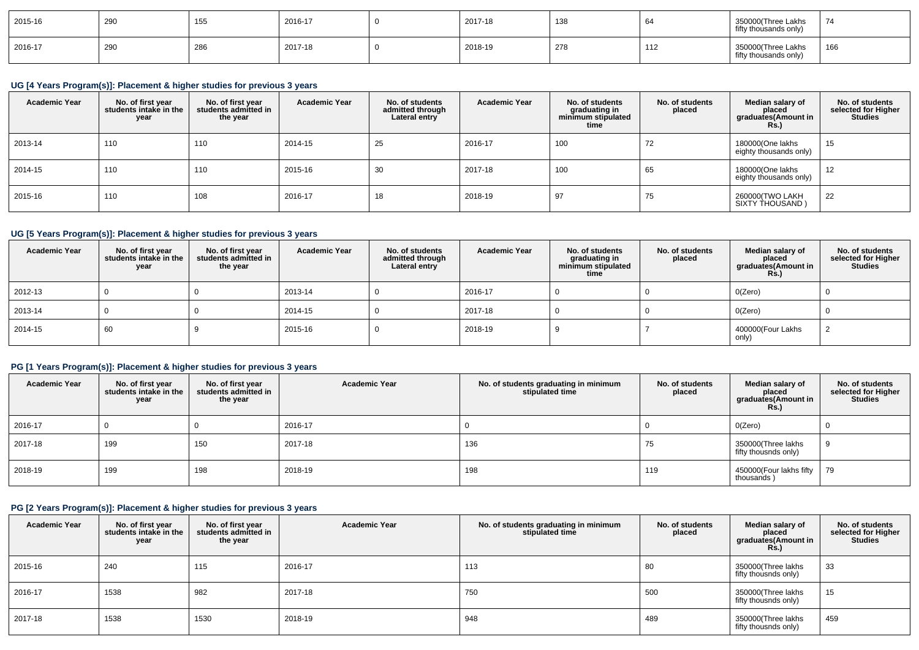| 2015-16 | 290 | 155 | 2016-17 | 0 | 2017-18 | 138 | 64 | 350000(Three Lakhs fifty thousands only) | 74 |
|---|---|---|---|---|---|---|---|---|---|
| 2016-17 | 290 | 286 | 2017-18 | 0 | 2018-19 | 278 | 112 | 350000(Three Lakhs fifty thousands only) | 166 |

### UG [4 Years Program(s)]: Placement & higher studies for previous 3 years

| Academic Year | No. of first year students intake in the year | No. of first year students admitted in the year | Academic Year | No. of students admitted through Lateral entry | Academic Year | No. of students graduating in minimum stipulated time | No. of students placed | Median salary of placed graduates(Amount in Rs.) | No. of students selected for Higher Studies |
|---|---|---|---|---|---|---|---|---|---|
| 2013-14 | 110 | 110 | 2014-15 | 25 | 2016-17 | 100 | 72 | 180000(One lakhs eighty thousands only) | 15 |
| 2014-15 | 110 | 110 | 2015-16 | 30 | 2017-18 | 100 | 65 | 180000(One lakhs eighty thousands only) | 12 |
| 2015-16 | 110 | 108 | 2016-17 | 18 | 2018-19 | 97 | 75 | 260000(TWO LAKH SIXTY THOUSAND ) | 22 |

### UG [5 Years Program(s)]: Placement & higher studies for previous 3 years

| Academic Year | No. of first year students intake in the year | No. of first year students admitted in the year | Academic Year | No. of students admitted through Lateral entry | Academic Year | No. of students graduating in minimum stipulated time | No. of students placed | Median salary of placed graduates(Amount in Rs.) | No. of students selected for Higher Studies |
|---|---|---|---|---|---|---|---|---|---|
| 2012-13 | 0 | 0 | 2013-14 | 0 | 2016-17 | 0 | 0 | 0(Zero) | 0 |
| 2013-14 | 0 | 0 | 2014-15 | 0 | 2017-18 | 0 | 0 | 0(Zero) | 0 |
| 2014-15 | 60 | 9 | 2015-16 | 0 | 2018-19 | 9 | 7 | 400000(Four Lakhs only) | 2 |

### PG [1 Years Program(s)]: Placement & higher studies for previous 3 years

| Academic Year | No. of first year students intake in the year | No. of first year students admitted in the year | Academic Year | No. of students graduating in minimum stipulated time | No. of students placed | Median salary of placed graduates(Amount in Rs.) | No. of students selected for Higher Studies |
|---|---|---|---|---|---|---|---|
| 2016-17 | 0 | 0 | 2016-17 | 0 | 0 | 0(Zero) | 0 |
| 2017-18 | 199 | 150 | 2017-18 | 136 | 75 | 350000(Three lakhs fifty thousnds only) | 9 |
| 2018-19 | 199 | 198 | 2018-19 | 198 | 119 | 450000(Four lakhs fifty thousands ) | 79 |

### PG [2 Years Program(s)]: Placement & higher studies for previous 3 years

| Academic Year | No. of first year students intake in the year | No. of first year students admitted in the year | Academic Year | No. of students graduating in minimum stipulated time | No. of students placed | Median salary of placed graduates(Amount in Rs.) | No. of students selected for Higher Studies |
|---|---|---|---|---|---|---|---|
| 2015-16 | 240 | 115 | 2016-17 | 113 | 80 | 350000(Three lakhs fifty thousnds only) | 33 |
| 2016-17 | 1538 | 982 | 2017-18 | 750 | 500 | 350000(Three lakhs fifty thousnds only) | 15 |
| 2017-18 | 1538 | 1530 | 2018-19 | 948 | 489 | 350000(Three lakhs fifty thousnds only) | 459 |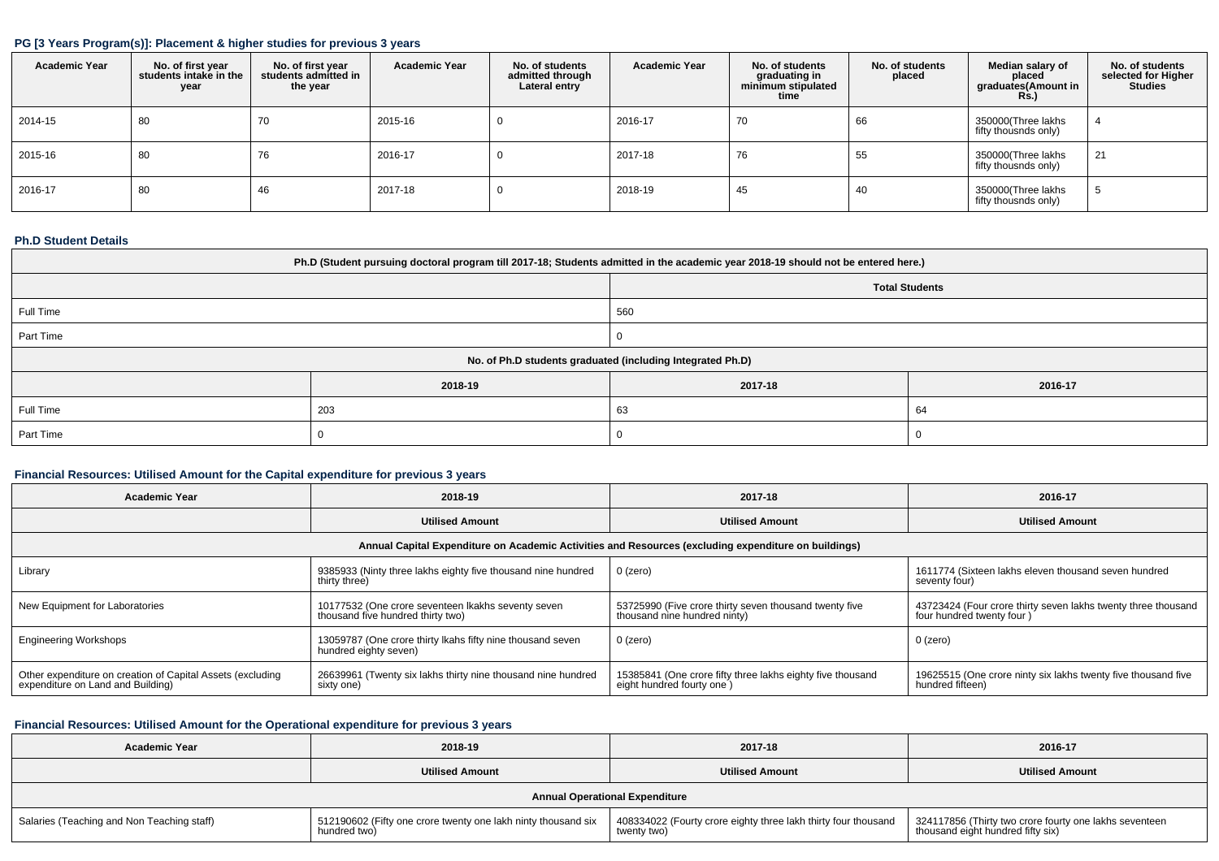### PG [3 Years Program(s)]: Placement & higher studies for previous 3 years

| Academic Year | No. of first year students intake in the year | No. of first year students admitted in the year | Academic Year | No. of students admitted through Lateral entry | Academic Year | No. of students graduating in minimum stipulated time | No. of students placed | Median salary of placed graduates(Amount in Rs.) | No. of students selected for Higher Studies |
|---|---|---|---|---|---|---|---|---|---|
| 2014-15 | 80 | 70 | 2015-16 | 0 | 2016-17 | 70 | 66 | 350000(Three lakhs fifty thousnds only) | 4 |
| 2015-16 | 80 | 76 | 2016-17 | 0 | 2017-18 | 76 | 55 | 350000(Three lakhs fifty thousnds only) | 21 |
| 2016-17 | 80 | 46 | 2017-18 | 0 | 2018-19 | 45 | 40 | 350000(Three lakhs fifty thousnds only) | 5 |

### Ph.D Student Details

| Ph.D (Student pursuing doctoral program till 2017-18; Students admitted in the academic year 2018-19 should not be entered here.) | | | |
|---|---|---|---|
| | | Total Students | |
| Full Time | | 560 | |
| Part Time | | 0 | |
| No. of Ph.D students graduated (including Integrated Ph.D) | | | |
| | 2018-19 | 2017-18 | 2016-17 |
| Full Time | 203 | 63 | 64 |
| Part Time | 0 | 0 | 0 |

### Financial Resources: Utilised Amount for the Capital expenditure for previous 3 years

| Academic Year | 2018-19 | 2017-18 | 2016-17 |
|---|---|---|---|
| | Utilised Amount | Utilised Amount | Utilised Amount |
| Annual Capital Expenditure on Academic Activities and Resources (excluding expenditure on buildings) | | | |
| Library | 9385933 (Ninty three lakhs eighty five thousand nine hundred thirty three) | 0 (zero) | 1611774 (Sixteen lakhs eleven thousand seven hundred seventy four) |
| New Equipment for Laboratories | 10177532 (One crore seventeen lkakhs seventy seven thousand five hundred thirty two) | 53725990 (Five crore thirty seven thousand twenty five thousand nine hundred ninty) | 43723424 (Four crore thirty seven lakhs twenty three thousand four hundred twenty four ) |
| Engineering Workshops | 13059787 (One crore thirty lkahs fifty nine thousand seven hundred eighty seven) | 0 (zero) | 0 (zero) |
| Other expenditure on creation of Capital Assets (excluding expenditure on Land and Building) | 26639961 (Twenty six lakhs thirty nine thousand nine hundred sixty one) | 15385841 (One crore fifty three lakhs eighty five thousand eight hundred fourty one ) | 19625515 (One crore ninty six lakhs twenty five thousand five hundred fifteen) |

### Financial Resources: Utilised Amount for the Operational expenditure for previous 3 years

| Academic Year | 2018-19 | 2017-18 | 2016-17 |
|---|---|---|---|
| | Utilised Amount | Utilised Amount | Utilised Amount |
| Annual Operational Expenditure | | | |
| Salaries (Teaching and Non Teaching staff) | 512190602 (Fifty one crore twenty one lakh ninty thousand six hundred two) | 408334022 (Fourty crore eighty three lakh thirty four thousand twenty two) | 324117856 (Thirty two crore fourty one lakhs seventeen thousand eight hundred fifty six) |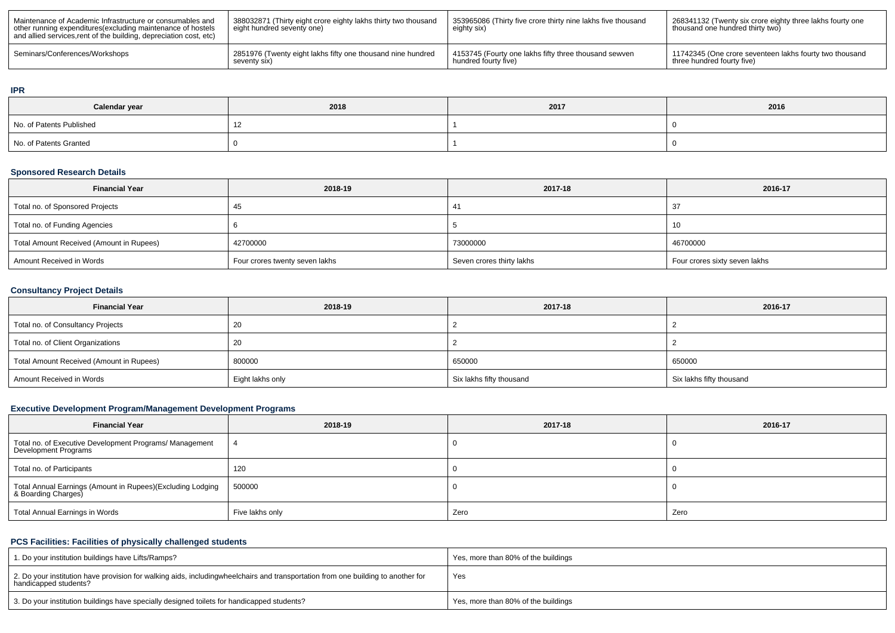| Maintenance of Academic Infrastructure or consumables and other running expenditures(excluding maintenance of hostels and allied services,rent of the building, depreciation cost, etc) | 388032871 (Thirty eight crore eighty lakhs thirty two thousand eight hundred seventy one) | 353965086 (Thirty five crore thirty nine lakhs five thousand eighty six) | 268341132 (Twenty six crore eighty three lakhs fourty one thousand one hundred thirty two) |
|---|---|---|---|
| Seminars/Conferences/Workshops | 2851976 (Twenty eight lakhs fifty one thousand nine hundred seventy six) | 4153745 (Fourty one lakhs fifty three thousand sewven hundred fourty five) | 11742345 (One crore seventeen lakhs fourty two thousand three hundred fourty five) |

**IPR**

| Calendar year | 2018 | 2017 | 2016 |
|---|---|---|---|
| No. of Patents Published | 12 | 1 | 0 |
| No. of Patents Granted | 0 | 1 | 0 |

**Sponsored Research Details**

| Financial Year | 2018-19 | 2017-18 | 2016-17 |
|---|---|---|---|
| Total no. of Sponsored Projects | 45 | 41 | 37 |
| Total no. of Funding Agencies | 6 | 5 | 10 |
| Total Amount Received (Amount in Rupees) | 42700000 | 73000000 | 46700000 |
| Amount Received in Words | Four crores twenty seven lakhs | Seven crores thirty lakhs | Four crores sixty seven lakhs |

**Consultancy Project Details**

| Financial Year | 2018-19 | 2017-18 | 2016-17 |
|---|---|---|---|
| Total no. of Consultancy Projects | 20 | 2 | 2 |
| Total no. of Client Organizations | 20 | 2 | 2 |
| Total Amount Received (Amount in Rupees) | 800000 | 650000 | 650000 |
| Amount Received in Words | Eight lakhs only | Six lakhs fifty thousand | Six lakhs fifty thousand |

**Executive Development Program/Management Development Programs**

| Financial Year | 2018-19 | 2017-18 | 2016-17 |
|---|---|---|---|
| Total no. of Executive Development Programs/ Management Development Programs | 4 | 0 | 0 |
| Total no. of Participants | 120 | 0 | 0 |
| Total Annual Earnings (Amount in Rupees)(Excluding Lodging & Boarding Charges) | 500000 | 0 | 0 |
| Total Annual Earnings in Words | Five lakhs only | Zero | Zero |

**PCS Facilities: Facilities of physically challenged students**

| 1. Do your institution buildings have Lifts/Ramps? | Yes, more than 80% of the buildings |
|---|---|
| 2. Do your institution have provision for walking aids, includingwheelchairs and transportation from one building to another for handicapped students? | Yes |
| 3. Do your institution buildings have specially designed toilets for handicapped students? | Yes, more than 80% of the buildings |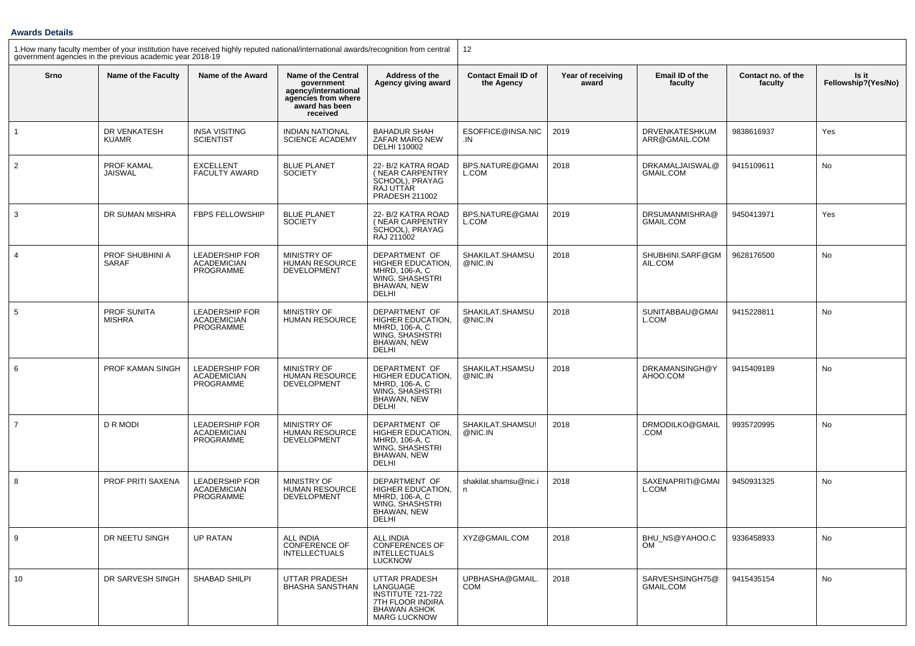**Awards Details**

| 1.How many faculty member of your institution have received highly reputed national/international awards/recognition from central government agencies in the previous academic year 2018-19 | | | | | 12 | | | | |
|---|---|---|---|---|---|---|---|---|---|
| **Srno** | **Name of the Faculty** | **Name of the Award** | **Name of the Central government agency/international agencies from where award has been received** | **Address of the Agency giving award** | **Contact Email ID of the Agency** | **Year of receiving award** | **Email ID of the faculty** | **Contact no. of the faculty** | **Is it Fellowship?(Yes/No)** |
| 1 | DR VENKATESH KUAMR | INSA VISITING SCIENTIST | INDIAN NATIONAL SCIENCE ACADEMY | BAHADUR SHAH ZAFAR MARG NEW DELHI 110002 | ESOFFICE@INSA.NIC.IN | 2019 | DRVENKATESHKUMARR@GMAIL.COM | 9838616937 | Yes |
| 2 | PROF KAMAL JAISWAL | EXCELLENT FACULTY AWARD | BLUE PLANET SOCIETY | 22- B/2 KATRA ROAD ( NEAR CARPENTRY SCHOOL), PRAYAG RAJ UTTAR PRADESH 211002 | BPS.NATURE@GMAIL.COM | 2018 | DRKAMALJAISWAL@GMAIL.COM | 9415109611 | No |
| 3 | DR SUMAN MISHRA | FBPS FELLOWSHIP | BLUE PLANET SOCIETY | 22- B/2 KATRA ROAD ( NEAR CARPENTRY SCHOOL), PRAYAG RAJ 211002 | BPS.NATURE@GMAIL.COM | 2019 | DRSUMANMISHRA@GMAIL.COM | 9450413971 | Yes |
| 4 | PROF SHUBHINI A SARAF | LEADERSHIP FOR ACADEMICIAN PROGRAMME | MINISTRY OF HUMAN RESOURCE DEVELOPMENT | DEPARTMENT OF HIGHER EDUCATION, MHRD, 106-A, C WING, SHASHSTRI BHAWAN, NEW DELHI | SHAKILAT.SHAMSU@NIC.IN | 2018 | SHUBHINI.SARF@GMAIL.COM | 9628176500 | No |
| 5 | PROF SUNITA MISHRA | LEADERSHIP FOR ACADEMICIAN PROGRAMME | MINISTRY OF HUMAN RESOURCE | DEPARTMENT OF HIGHER EDUCATION, MHRD, 106-A, C WING, SHASHSTRI BHAWAN, NEW DELHI | SHAKILAT.SHAMSU@NIC.IN | 2018 | SUNITABBAU@GMAIL.COM | 9415228811 | No |
| 6 | PROF KAMAN SINGH | LEADERSHIP FOR ACADEMICIAN PROGRAMME | MINISTRY OF HUMAN RESOURCE DEVELOPMENT | DEPARTMENT OF HIGHER EDUCATION, MHRD, 106-A, C WING, SHASHSTRI BHAWAN, NEW DELHI | SHAKILAT.HSAMSU@NIC.IN | 2018 | DRKAMANSINGH@YAHOO.COM | 9415409189 | No |
| 7 | D R MODI | LEADERSHIP FOR ACADEMICIAN PROGRAMME | MINISTRY OF HUMAN RESOURCE DEVELOPMENT | DEPARTMENT OF HIGHER EDUCATION, MHRD, 106-A, C WING, SHASHSTRI BHAWAN, NEW DELHI | SHAKILAT.SHAMSU!@NIC.IN | 2018 | DRMODILKO@GMAIL.COM | 9935720995 | No |
| 8 | PROF PRITI SAXENA | LEADERSHIP FOR ACADEMICIAN PROGRAMME | MINISTRY OF HUMAN RESOURCE DEVELOPMENT | DEPARTMENT OF HIGHER EDUCATION, MHRD, 106-A, C WING, SHASHSTRI BHAWAN, NEW DELHI | shakilat.shamsu@nic.in | 2018 | SAXENAPRITI@GMAIL.COM | 9450931325 | No |
| 9 | DR NEETU SINGH | UP RATAN | ALL INDIA CONFERENCE OF INTELLECTUALS | ALL INDIA CONFERENCES OF INTELLECTUALS LUCKNOW | XYZ@GMAIL.COM | 2018 | BHU_NS@YAHOO.COM | 9336458933 | No |
| 10 | DR SARVESH SINGH | SHABAD SHILPI | UTTAR PRADESH BHASHA SANSTHAN | UTTAR PRADESH LANGUAGE INSTITUTE 721-722 7TH FLOOR INDIRA BHAWAN ASHOK MARG LUCKNOW | UPBHASHA@GMAIL.COM | 2018 | SARVESHSINGH75@GMAIL.COM | 9415435154 | No |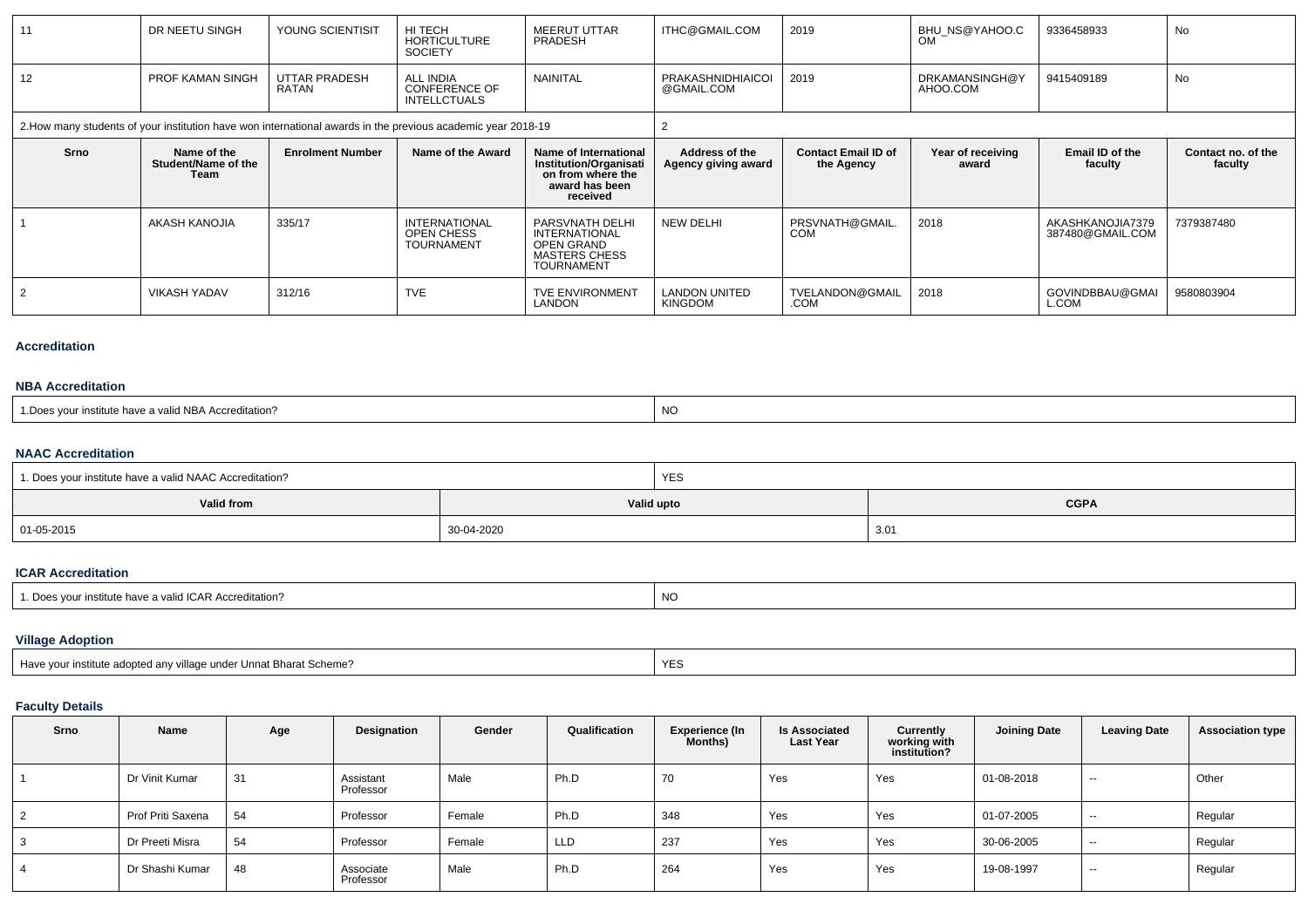| 11 | DR NEETU SINGH | YOUNG SCIENTISIT | HI TECH HORTICULTURE SOCIETY | MEERUT UTTAR PRADESH | ITHC@GMAIL.COM | 2019 | BHU_NS@YAHOO.COM | 9336458933 | No |
|---|---|---|---|---|---|---|---|---|---|
| 12 | PROF KAMAN SINGH | UTTAR PRADESH RATAN | ALL INDIA CONFERENCE OF INTELLCTUALS | NAINITAL | PRAKASHNIDHIAICOI@GMAIL.COM | 2019 | DRKAMANSINGH@YAHOO.COM | 9415409189 | No |

| 2.How many students of your institution have won international awards in the previous academic year 2018-19 | 2 |
|---|---|

| Srno | Name of the Student/Name of the Team | Enrolment Number | Name of the Award | Name of International Institution/Organisation from where the award has been received | Address of the Agency giving award | Contact Email ID of the Agency | Year of receiving award | Email ID of the faculty | Contact no. of the faculty |
|---|---|---|---|---|---|---|---|---|---|
| 1 | AKASH KANOJIA | 335/17 | INTERNATIONAL OPEN CHESS TOURNAMENT | PARSVNATH DELHI INTERNATIONAL OPEN GRAND MASTERS CHESS TOURNAMENT | NEW DELHI | PRSVNATH@GMAIL.COM | 2018 | AKASHKANOJIA7379387480@GMAIL.COM | 7379387480 |
| 2 | VIKASH YADAV | 312/16 | TVE | TVE ENVIRONMENT LANDON | LANDON UNITED KINGDOM | TVELANDON@GMAIL.COM | 2018 | GOVINDBBAU@GMAIL.COM | 9580803904 |

## Accreditation

### NBA Accreditation

| 1.Does your institute have a valid NBA Accreditation? | NO |
|---|---|

### NAAC Accreditation

| 1. Does your institute have a valid NAAC Accreditation? | YES |
|---|---|

| Valid from | Valid upto | CGPA |
|---|---|---|
| 01-05-2015 | 30-04-2020 | 3.01 |

### ICAR Accreditation

| 1. Does your institute have a valid ICAR Accreditation? | NO |
|---|---|

### Village Adoption

| Have your institute adopted any village under Unnat Bharat Scheme? | YES |
|---|---|

### Faculty Details

| Srno | Name | Age | Designation | Gender | Qualification | Experience (In Months) | Is Associated Last Year | Currently working with institution? | Joining Date | Leaving Date | Association type |
|---|---|---|---|---|---|---|---|---|---|---|---|
| 1 | Dr Vinit Kumar | 31 | Assistant Professor | Male | Ph.D | 70 | Yes | Yes | 01-08-2018 | -- | Other |
| 2 | Prof Priti Saxena | 54 | Professor | Female | Ph.D | 348 | Yes | Yes | 01-07-2005 | -- | Regular |
| 3 | Dr Preeti Misra | 54 | Professor | Female | LLD | 237 | Yes | Yes | 30-06-2005 | -- | Regular |
| 4 | Dr Shashi Kumar | 48 | Associate Professor | Male | Ph.D | 264 | Yes | Yes | 19-08-1997 | -- | Regular |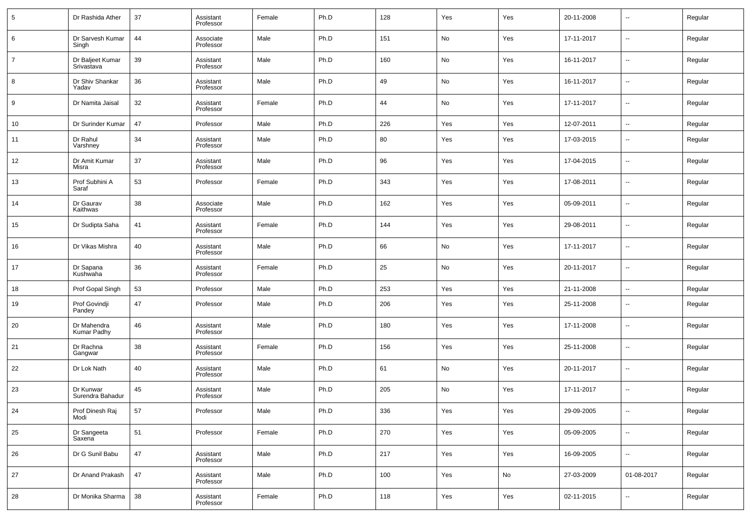| | | | | | | | | | | | |
|---|---|---|---|---|---|---|---|---|---|---|---|
| 5 | Dr Rashida Ather | 37 | Assistant Professor | Female | Ph.D | 128 | Yes | Yes | 20-11-2008 | -- | Regular |
| 6 | Dr Sarvesh Kumar Singh | 44 | Associate Professor | Male | Ph.D | 151 | No | Yes | 17-11-2017 | -- | Regular |
| 7 | Dr Baljeet Kumar Srivastava | 39 | Assistant Professor | Male | Ph.D | 160 | No | Yes | 16-11-2017 | -- | Regular |
| 8 | Dr Shiv Shankar Yadav | 36 | Assistant Professor | Male | Ph.D | 49 | No | Yes | 16-11-2017 | -- | Regular |
| 9 | Dr Namita Jaisal | 32 | Assistant Professor | Female | Ph.D | 44 | No | Yes | 17-11-2017 | -- | Regular |
| 10 | Dr Surinder Kumar | 47 | Professor | Male | Ph.D | 226 | Yes | Yes | 12-07-2011 | -- | Regular |
| 11 | Dr Rahul Varshney | 34 | Assistant Professor | Male | Ph.D | 80 | Yes | Yes | 17-03-2015 | -- | Regular |
| 12 | Dr Amit Kumar Misra | 37 | Assistant Professor | Male | Ph.D | 96 | Yes | Yes | 17-04-2015 | -- | Regular |
| 13 | Prof Subhini A Saraf | 53 | Professor | Female | Ph.D | 343 | Yes | Yes | 17-08-2011 | -- | Regular |
| 14 | Dr Gaurav Kaithwas | 38 | Associate Professor | Male | Ph.D | 162 | Yes | Yes | 05-09-2011 | -- | Regular |
| 15 | Dr Sudipta Saha | 41 | Assistant Professor | Female | Ph.D | 144 | Yes | Yes | 29-08-2011 | -- | Regular |
| 16 | Dr Vikas Mishra | 40 | Assistant Professor | Male | Ph.D | 66 | No | Yes | 17-11-2017 | -- | Regular |
| 17 | Dr Sapana Kushwaha | 36 | Assistant Professor | Female | Ph.D | 25 | No | Yes | 20-11-2017 | -- | Regular |
| 18 | Prof Gopal Singh | 53 | Professor | Male | Ph.D | 253 | Yes | Yes | 21-11-2008 | -- | Regular |
| 19 | Prof Govindji Pandey | 47 | Professor | Male | Ph.D | 206 | Yes | Yes | 25-11-2008 | -- | Regular |
| 20 | Dr Mahendra Kumar Padhy | 46 | Assistant Professor | Male | Ph.D | 180 | Yes | Yes | 17-11-2008 | -- | Regular |
| 21 | Dr Rachna Gangwar | 38 | Assistant Professor | Female | Ph.D | 156 | Yes | Yes | 25-11-2008 | -- | Regular |
| 22 | Dr Lok Nath | 40 | Assistant Professor | Male | Ph.D | 61 | No | Yes | 20-11-2017 | -- | Regular |
| 23 | Dr Kunwar Surendra Bahadur | 45 | Assistant Professor | Male | Ph.D | 205 | No | Yes | 17-11-2017 | -- | Regular |
| 24 | Prof Dinesh Raj Modi | 57 | Professor | Male | Ph.D | 336 | Yes | Yes | 29-09-2005 | -- | Regular |
| 25 | Dr Sangeeta Saxena | 51 | Professor | Female | Ph.D | 270 | Yes | Yes | 05-09-2005 | -- | Regular |
| 26 | Dr G Sunil Babu | 47 | Assistant Professor | Male | Ph.D | 217 | Yes | Yes | 16-09-2005 | -- | Regular |
| 27 | Dr Anand Prakash | 47 | Assistant Professor | Male | Ph.D | 100 | Yes | No | 27-03-2009 | 01-08-2017 | Regular |
| 28 | Dr Monika Sharma | 38 | Assistant Professor | Female | Ph.D | 118 | Yes | Yes | 02-11-2015 | -- | Regular |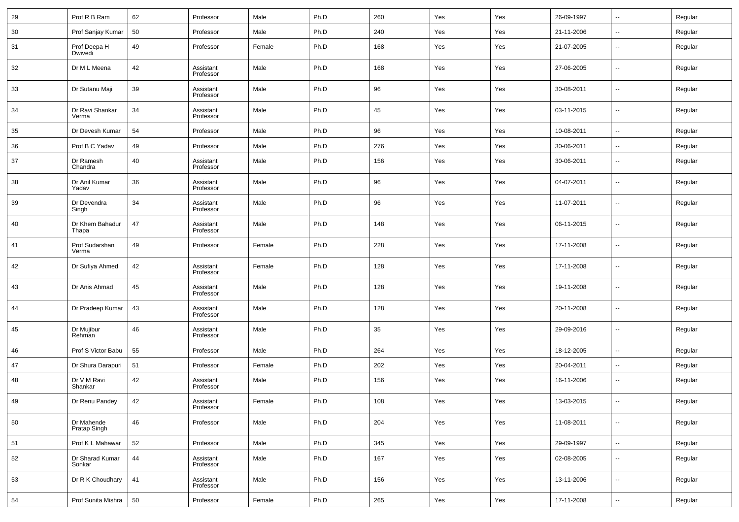| 29 | Prof R B Ram | 62 | Professor | Male | Ph.D | 260 | Yes | Yes | 26-09-1997 | -- | Regular |
|---|---|---|---|---|---|---|---|---|---|---|---|
| 30 | Prof Sanjay Kumar | 50 | Professor | Male | Ph.D | 240 | Yes | Yes | 21-11-2006 | -- | Regular |
| 31 | Prof Deepa H Dwivedi | 49 | Professor | Female | Ph.D | 168 | Yes | Yes | 21-07-2005 | -- | Regular |
| 32 | Dr M L Meena | 42 | Assistant Professor | Male | Ph.D | 168 | Yes | Yes | 27-06-2005 | -- | Regular |
| 33 | Dr Sutanu Maji | 39 | Assistant Professor | Male | Ph.D | 96 | Yes | Yes | 30-08-2011 | -- | Regular |
| 34 | Dr Ravi Shankar Verma | 34 | Assistant Professor | Male | Ph.D | 45 | Yes | Yes | 03-11-2015 | -- | Regular |
| 35 | Dr Devesh Kumar | 54 | Professor | Male | Ph.D | 96 | Yes | Yes | 10-08-2011 | -- | Regular |
| 36 | Prof B C Yadav | 49 | Professor | Male | Ph.D | 276 | Yes | Yes | 30-06-2011 | -- | Regular |
| 37 | Dr Ramesh Chandra | 40 | Assistant Professor | Male | Ph.D | 156 | Yes | Yes | 30-06-2011 | -- | Regular |
| 38 | Dr Anil Kumar Yadav | 36 | Assistant Professor | Male | Ph.D | 96 | Yes | Yes | 04-07-2011 | -- | Regular |
| 39 | Dr Devendra Singh | 34 | Assistant Professor | Male | Ph.D | 96 | Yes | Yes | 11-07-2011 | -- | Regular |
| 40 | Dr Khem Bahadur Thapa | 47 | Assistant Professor | Male | Ph.D | 148 | Yes | Yes | 06-11-2015 | -- | Regular |
| 41 | Prof Sudarshan Verma | 49 | Professor | Female | Ph.D | 228 | Yes | Yes | 17-11-2008 | -- | Regular |
| 42 | Dr Sufiya Ahmed | 42 | Assistant Professor | Female | Ph.D | 128 | Yes | Yes | 17-11-2008 | -- | Regular |
| 43 | Dr Anis Ahmad | 45 | Assistant Professor | Male | Ph.D | 128 | Yes | Yes | 19-11-2008 | -- | Regular |
| 44 | Dr Pradeep Kumar | 43 | Assistant Professor | Male | Ph.D | 128 | Yes | Yes | 20-11-2008 | -- | Regular |
| 45 | Dr Mujibur Rehman | 46 | Assistant Professor | Male | Ph.D | 35 | Yes | Yes | 29-09-2016 | -- | Regular |
| 46 | Prof S Victor Babu | 55 | Professor | Male | Ph.D | 264 | Yes | Yes | 18-12-2005 | -- | Regular |
| 47 | Dr Shura Darapuri | 51 | Professor | Female | Ph.D | 202 | Yes | Yes | 20-04-2011 | -- | Regular |
| 48 | Dr V M Ravi Shankar | 42 | Assistant Professor | Male | Ph.D | 156 | Yes | Yes | 16-11-2006 | -- | Regular |
| 49 | Dr Renu Pandey | 42 | Assistant Professor | Female | Ph.D | 108 | Yes | Yes | 13-03-2015 | -- | Regular |
| 50 | Dr Mahende Pratap Singh | 46 | Professor | Male | Ph.D | 204 | Yes | Yes | 11-08-2011 | -- | Regular |
| 51 | Prof K L Mahawar | 52 | Professor | Male | Ph.D | 345 | Yes | Yes | 29-09-1997 | -- | Regular |
| 52 | Dr Sharad Kumar Sonkar | 44 | Assistant Professor | Male | Ph.D | 167 | Yes | Yes | 02-08-2005 | -- | Regular |
| 53 | Dr R K Choudhary | 41 | Assistant Professor | Male | Ph.D | 156 | Yes | Yes | 13-11-2006 | -- | Regular |
| 54 | Prof Sunita Mishra | 50 | Professor | Female | Ph.D | 265 | Yes | Yes | 17-11-2008 | -- | Regular |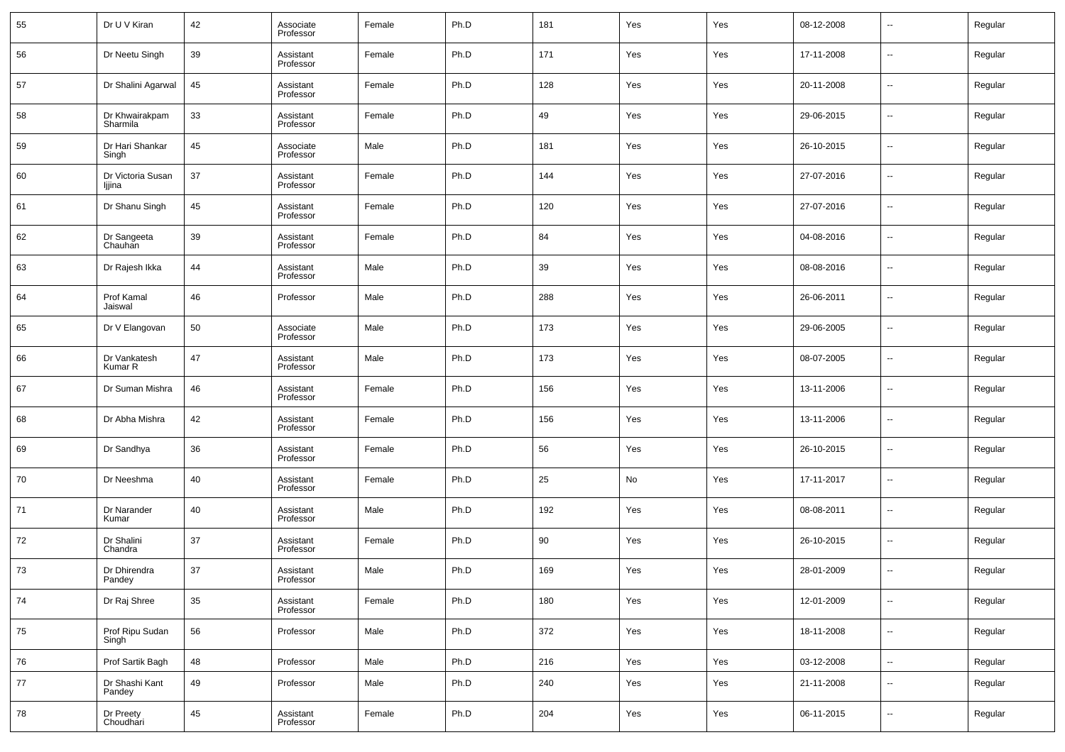| 55 | Dr U V Kiran | 42 | Associate Professor | Female | Ph.D | 181 | Yes | Yes | 08-12-2008 | -- | Regular |
|---|---|---|---|---|---|---|---|---|---|---|---|
| 56 | Dr Neetu Singh | 39 | Assistant Professor | Female | Ph.D | 171 | Yes | Yes | 17-11-2008 | -- | Regular |
| 57 | Dr Shalini Agarwal | 45 | Assistant Professor | Female | Ph.D | 128 | Yes | Yes | 20-11-2008 | -- | Regular |
| 58 | Dr Khwairakpam Sharmila | 33 | Assistant Professor | Female | Ph.D | 49 | Yes | Yes | 29-06-2015 | -- | Regular |
| 59 | Dr Hari Shankar Singh | 45 | Associate Professor | Male | Ph.D | 181 | Yes | Yes | 26-10-2015 | -- | Regular |
| 60 | Dr Victoria Susan Ijjina | 37 | Assistant Professor | Female | Ph.D | 144 | Yes | Yes | 27-07-2016 | -- | Regular |
| 61 | Dr Shanu Singh | 45 | Assistant Professor | Female | Ph.D | 120 | Yes | Yes | 27-07-2016 | -- | Regular |
| 62 | Dr Sangeeta Chauhan | 39 | Assistant Professor | Female | Ph.D | 84 | Yes | Yes | 04-08-2016 | -- | Regular |
| 63 | Dr Rajesh Ikka | 44 | Assistant Professor | Male | Ph.D | 39 | Yes | Yes | 08-08-2016 | -- | Regular |
| 64 | Prof Kamal Jaiswal | 46 | Professor | Male | Ph.D | 288 | Yes | Yes | 26-06-2011 | -- | Regular |
| 65 | Dr V Elangovan | 50 | Associate Professor | Male | Ph.D | 173 | Yes | Yes | 29-06-2005 | -- | Regular |
| 66 | Dr Vankatesh Kumar R | 47 | Assistant Professor | Male | Ph.D | 173 | Yes | Yes | 08-07-2005 | -- | Regular |
| 67 | Dr Suman Mishra | 46 | Assistant Professor | Female | Ph.D | 156 | Yes | Yes | 13-11-2006 | -- | Regular |
| 68 | Dr Abha Mishra | 42 | Assistant Professor | Female | Ph.D | 156 | Yes | Yes | 13-11-2006 | -- | Regular |
| 69 | Dr Sandhya | 36 | Assistant Professor | Female | Ph.D | 56 | Yes | Yes | 26-10-2015 | -- | Regular |
| 70 | Dr Neeshma | 40 | Assistant Professor | Female | Ph.D | 25 | No | Yes | 17-11-2017 | -- | Regular |
| 71 | Dr Narander Kumar | 40 | Assistant Professor | Male | Ph.D | 192 | Yes | Yes | 08-08-2011 | -- | Regular |
| 72 | Dr Shalini Chandra | 37 | Assistant Professor | Female | Ph.D | 90 | Yes | Yes | 26-10-2015 | -- | Regular |
| 73 | Dr Dhirendra Pandey | 37 | Assistant Professor | Male | Ph.D | 169 | Yes | Yes | 28-01-2009 | -- | Regular |
| 74 | Dr Raj Shree | 35 | Assistant Professor | Female | Ph.D | 180 | Yes | Yes | 12-01-2009 | -- | Regular |
| 75 | Prof Ripu Sudan Singh | 56 | Professor | Male | Ph.D | 372 | Yes | Yes | 18-11-2008 | -- | Regular |
| 76 | Prof Sartik Bagh | 48 | Professor | Male | Ph.D | 216 | Yes | Yes | 03-12-2008 | -- | Regular |
| 77 | Dr Shashi Kant Pandey | 49 | Professor | Male | Ph.D | 240 | Yes | Yes | 21-11-2008 | -- | Regular |
| 78 | Dr Preety Choudhari | 45 | Assistant Professor | Female | Ph.D | 204 | Yes | Yes | 06-11-2015 | -- | Regular |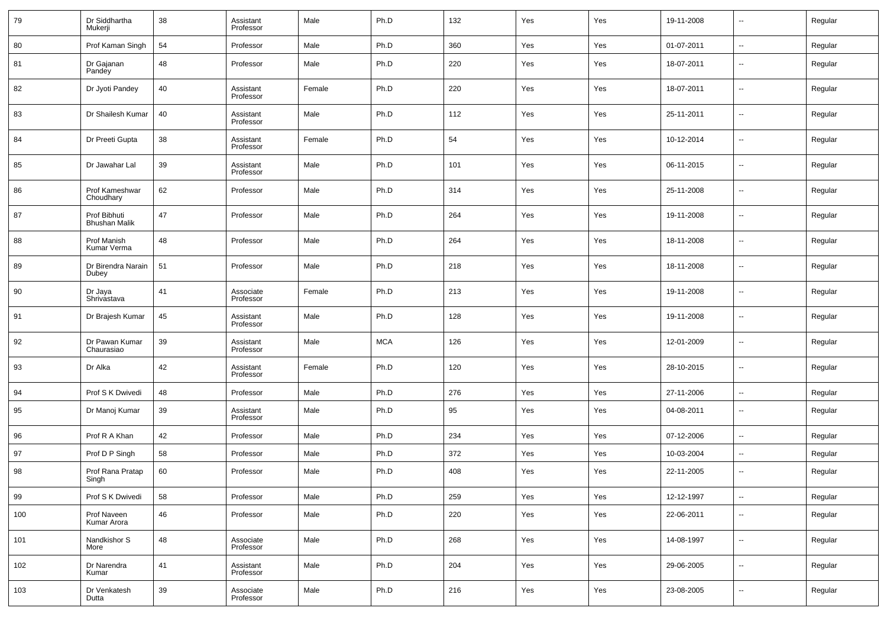| 79 | Dr Siddhartha Mukerji | 38 | Assistant Professor | Male | Ph.D | 132 | Yes | Yes | 19-11-2008 | -- | Regular |
|---|---|---|---|---|---|---|---|---|---|---|---|
| 80 | Prof Kaman Singh | 54 | Professor | Male | Ph.D | 360 | Yes | Yes | 01-07-2011 | -- | Regular |
| 81 | Dr Gajanan Pandey | 48 | Professor | Male | Ph.D | 220 | Yes | Yes | 18-07-2011 | -- | Regular |
| 82 | Dr Jyoti Pandey | 40 | Assistant Professor | Female | Ph.D | 220 | Yes | Yes | 18-07-2011 | -- | Regular |
| 83 | Dr Shailesh Kumar | 40 | Assistant Professor | Male | Ph.D | 112 | Yes | Yes | 25-11-2011 | -- | Regular |
| 84 | Dr Preeti Gupta | 38 | Assistant Professor | Female | Ph.D | 54 | Yes | Yes | 10-12-2014 | -- | Regular |
| 85 | Dr Jawahar Lal | 39 | Assistant Professor | Male | Ph.D | 101 | Yes | Yes | 06-11-2015 | -- | Regular |
| 86 | Prof Kameshwar Choudhary | 62 | Professor | Male | Ph.D | 314 | Yes | Yes | 25-11-2008 | -- | Regular |
| 87 | Prof Bibhuti Bhushan Malik | 47 | Professor | Male | Ph.D | 264 | Yes | Yes | 19-11-2008 | -- | Regular |
| 88 | Prof Manish Kumar Verma | 48 | Professor | Male | Ph.D | 264 | Yes | Yes | 18-11-2008 | -- | Regular |
| 89 | Dr Birendra Narain Dubey | 51 | Professor | Male | Ph.D | 218 | Yes | Yes | 18-11-2008 | -- | Regular |
| 90 | Dr Jaya Shrivastava | 41 | Associate Professor | Female | Ph.D | 213 | Yes | Yes | 19-11-2008 | -- | Regular |
| 91 | Dr Brajesh Kumar | 45 | Assistant Professor | Male | Ph.D | 128 | Yes | Yes | 19-11-2008 | -- | Regular |
| 92 | Dr Pawan Kumar Chaurasiao | 39 | Assistant Professor | Male | MCA | 126 | Yes | Yes | 12-01-2009 | -- | Regular |
| 93 | Dr Alka | 42 | Assistant Professor | Female | Ph.D | 120 | Yes | Yes | 28-10-2015 | -- | Regular |
| 94 | Prof S K Dwivedi | 48 | Professor | Male | Ph.D | 276 | Yes | Yes | 27-11-2006 | -- | Regular |
| 95 | Dr Manoj Kumar | 39 | Assistant Professor | Male | Ph.D | 95 | Yes | Yes | 04-08-2011 | -- | Regular |
| 96 | Prof R A Khan | 42 | Professor | Male | Ph.D | 234 | Yes | Yes | 07-12-2006 | -- | Regular |
| 97 | Prof D P Singh | 58 | Professor | Male | Ph.D | 372 | Yes | Yes | 10-03-2004 | -- | Regular |
| 98 | Prof Rana Pratap Singh | 60 | Professor | Male | Ph.D | 408 | Yes | Yes | 22-11-2005 | -- | Regular |
| 99 | Prof S K Dwivedi | 58 | Professor | Male | Ph.D | 259 | Yes | Yes | 12-12-1997 | -- | Regular |
| 100 | Prof Naveen Kumar Arora | 46 | Professor | Male | Ph.D | 220 | Yes | Yes | 22-06-2011 | -- | Regular |
| 101 | Nandkishor S More | 48 | Associate Professor | Male | Ph.D | 268 | Yes | Yes | 14-08-1997 | -- | Regular |
| 102 | Dr Narendra Kumar | 41 | Assistant Professor | Male | Ph.D | 204 | Yes | Yes | 29-06-2005 | -- | Regular |
| 103 | Dr Venkatesh Dutta | 39 | Associate Professor | Male | Ph.D | 216 | Yes | Yes | 23-08-2005 | -- | Regular |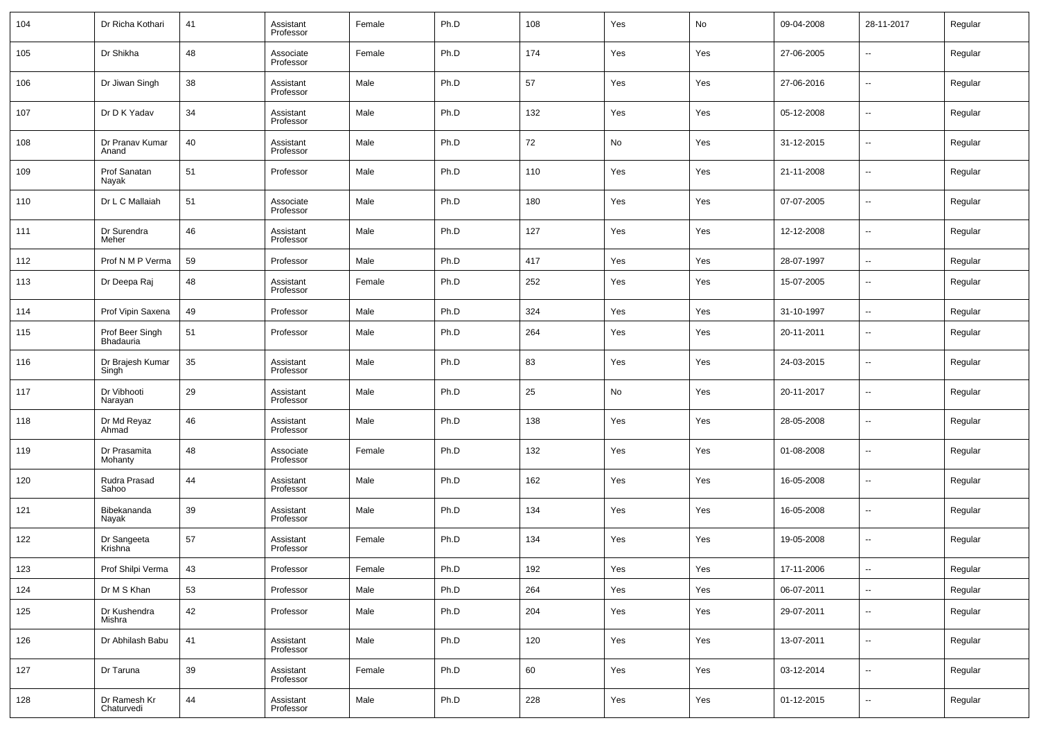| 104 | Dr Richa Kothari | 41 | Assistant Professor | Female | Ph.D | 108 | Yes | No | 09-04-2008 | 28-11-2017 | Regular |
|---|---|---|---|---|---|---|---|---|---|---|---|
| 105 | Dr Shikha | 48 | Associate Professor | Female | Ph.D | 174 | Yes | Yes | 27-06-2005 | -- | Regular |
| 106 | Dr Jiwan Singh | 38 | Assistant Professor | Male | Ph.D | 57 | Yes | Yes | 27-06-2016 | -- | Regular |
| 107 | Dr D K Yadav | 34 | Assistant Professor | Male | Ph.D | 132 | Yes | Yes | 05-12-2008 | -- | Regular |
| 108 | Dr Pranav Kumar Anand | 40 | Assistant Professor | Male | Ph.D | 72 | No | Yes | 31-12-2015 | -- | Regular |
| 109 | Prof Sanatan Nayak | 51 | Professor | Male | Ph.D | 110 | Yes | Yes | 21-11-2008 | -- | Regular |
| 110 | Dr L C Mallaiah | 51 | Associate Professor | Male | Ph.D | 180 | Yes | Yes | 07-07-2005 | -- | Regular |
| 111 | Dr Surendra Meher | 46 | Assistant Professor | Male | Ph.D | 127 | Yes | Yes | 12-12-2008 | -- | Regular |
| 112 | Prof N M P Verma | 59 | Professor | Male | Ph.D | 417 | Yes | Yes | 28-07-1997 | -- | Regular |
| 113 | Dr Deepa Raj | 48 | Assistant Professor | Female | Ph.D | 252 | Yes | Yes | 15-07-2005 | -- | Regular |
| 114 | Prof Vipin Saxena | 49 | Professor | Male | Ph.D | 324 | Yes | Yes | 31-10-1997 | -- | Regular |
| 115 | Prof Beer Singh Bhadauria | 51 | Professor | Male | Ph.D | 264 | Yes | Yes | 20-11-2011 | -- | Regular |
| 116 | Dr Brajesh Kumar Singh | 35 | Assistant Professor | Male | Ph.D | 83 | Yes | Yes | 24-03-2015 | -- | Regular |
| 117 | Dr Vibhooti Narayan | 29 | Assistant Professor | Male | Ph.D | 25 | No | Yes | 20-11-2017 | -- | Regular |
| 118 | Dr Md Reyaz Ahmad | 46 | Assistant Professor | Male | Ph.D | 138 | Yes | Yes | 28-05-2008 | -- | Regular |
| 119 | Dr Prasamita Mohanty | 48 | Associate Professor | Female | Ph.D | 132 | Yes | Yes | 01-08-2008 | -- | Regular |
| 120 | Rudra Prasad Sahoo | 44 | Assistant Professor | Male | Ph.D | 162 | Yes | Yes | 16-05-2008 | -- | Regular |
| 121 | Bibekananda Nayak | 39 | Assistant Professor | Male | Ph.D | 134 | Yes | Yes | 16-05-2008 | -- | Regular |
| 122 | Dr Sangeeta Krishna | 57 | Assistant Professor | Female | Ph.D | 134 | Yes | Yes | 19-05-2008 | -- | Regular |
| 123 | Prof Shilpi Verma | 43 | Professor | Female | Ph.D | 192 | Yes | Yes | 17-11-2006 | -- | Regular |
| 124 | Dr M S Khan | 53 | Professor | Male | Ph.D | 264 | Yes | Yes | 06-07-2011 | -- | Regular |
| 125 | Dr Kushendra Mishra | 42 | Professor | Male | Ph.D | 204 | Yes | Yes | 29-07-2011 | -- | Regular |
| 126 | Dr Abhilash Babu | 41 | Assistant Professor | Male | Ph.D | 120 | Yes | Yes | 13-07-2011 | -- | Regular |
| 127 | Dr Taruna | 39 | Assistant Professor | Female | Ph.D | 60 | Yes | Yes | 03-12-2014 | -- | Regular |
| 128 | Dr Ramesh Kr Chaturvedi | 44 | Assistant Professor | Male | Ph.D | 228 | Yes | Yes | 01-12-2015 | -- | Regular |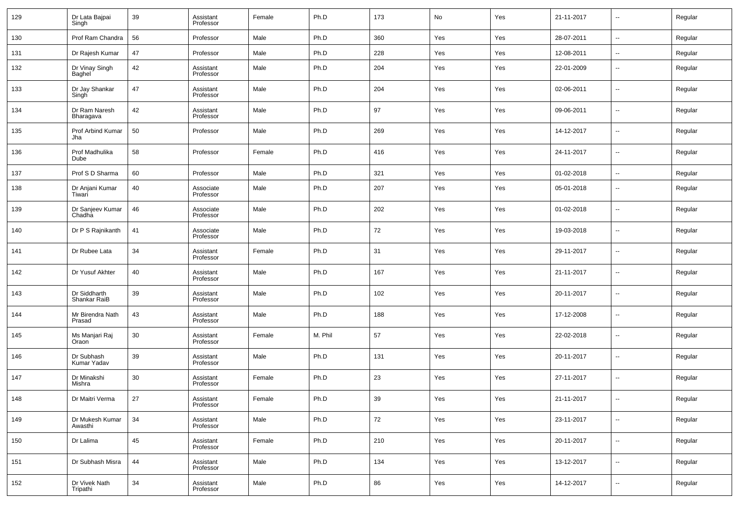| 129 | Dr Lata Bajpai Singh | 39 | Assistant Professor | Female | Ph.D | 173 | No | Yes | 21-11-2017 | -- | Regular |
|---|---|---|---|---|---|---|---|---|---|---|---|
| 130 | Prof Ram Chandra | 56 | Professor | Male | Ph.D | 360 | Yes | Yes | 28-07-2011 | -- | Regular |
| 131 | Dr Rajesh Kumar | 47 | Professor | Male | Ph.D | 228 | Yes | Yes | 12-08-2011 | -- | Regular |
| 132 | Dr Vinay Singh Baghel | 42 | Assistant Professor | Male | Ph.D | 204 | Yes | Yes | 22-01-2009 | -- | Regular |
| 133 | Dr Jay Shankar Singh | 47 | Assistant Professor | Male | Ph.D | 204 | Yes | Yes | 02-06-2011 | -- | Regular |
| 134 | Dr Ram Naresh Bharagava | 42 | Assistant Professor | Male | Ph.D | 97 | Yes | Yes | 09-06-2011 | -- | Regular |
| 135 | Prof Arbind Kumar Jha | 50 | Professor | Male | Ph.D | 269 | Yes | Yes | 14-12-2017 | -- | Regular |
| 136 | Prof Madhulika Dube | 58 | Professor | Female | Ph.D | 416 | Yes | Yes | 24-11-2017 | -- | Regular |
| 137 | Prof S D Sharma | 60 | Professor | Male | Ph.D | 321 | Yes | Yes | 01-02-2018 | -- | Regular |
| 138 | Dr Anjani Kumar Tiwari | 40 | Associate Professor | Male | Ph.D | 207 | Yes | Yes | 05-01-2018 | -- | Regular |
| 139 | Dr Sanjeev Kumar Chadha | 46 | Associate Professor | Male | Ph.D | 202 | Yes | Yes | 01-02-2018 | -- | Regular |
| 140 | Dr P S Rajnikanth | 41 | Associate Professor | Male | Ph.D | 72 | Yes | Yes | 19-03-2018 | -- | Regular |
| 141 | Dr Rubee Lata | 34 | Assistant Professor | Female | Ph.D | 31 | Yes | Yes | 29-11-2017 | -- | Regular |
| 142 | Dr Yusuf Akhter | 40 | Assistant Professor | Male | Ph.D | 167 | Yes | Yes | 21-11-2017 | -- | Regular |
| 143 | Dr Siddharth Shankar RaiB | 39 | Assistant Professor | Male | Ph.D | 102 | Yes | Yes | 20-11-2017 | -- | Regular |
| 144 | Mr Birendra Nath Prasad | 43 | Assistant Professor | Male | Ph.D | 188 | Yes | Yes | 17-12-2008 | -- | Regular |
| 145 | Ms Manjari Raj Oraon | 30 | Assistant Professor | Female | M. Phil | 57 | Yes | Yes | 22-02-2018 | -- | Regular |
| 146 | Dr Subhash Kumar Yadav | 39 | Assistant Professor | Male | Ph.D | 131 | Yes | Yes | 20-11-2017 | -- | Regular |
| 147 | Dr Minakshi Mishra | 30 | Assistant Professor | Female | Ph.D | 23 | Yes | Yes | 27-11-2017 | -- | Regular |
| 148 | Dr Maitri Verma | 27 | Assistant Professor | Female | Ph.D | 39 | Yes | Yes | 21-11-2017 | -- | Regular |
| 149 | Dr Mukesh Kumar Awasthi | 34 | Assistant Professor | Male | Ph.D | 72 | Yes | Yes | 23-11-2017 | -- | Regular |
| 150 | Dr Lalima | 45 | Assistant Professor | Female | Ph.D | 210 | Yes | Yes | 20-11-2017 | -- | Regular |
| 151 | Dr Subhash Misra | 44 | Assistant Professor | Male | Ph.D | 134 | Yes | Yes | 13-12-2017 | -- | Regular |
| 152 | Dr Vivek Nath Tripathi | 34 | Assistant Professor | Male | Ph.D | 86 | Yes | Yes | 14-12-2017 | -- | Regular |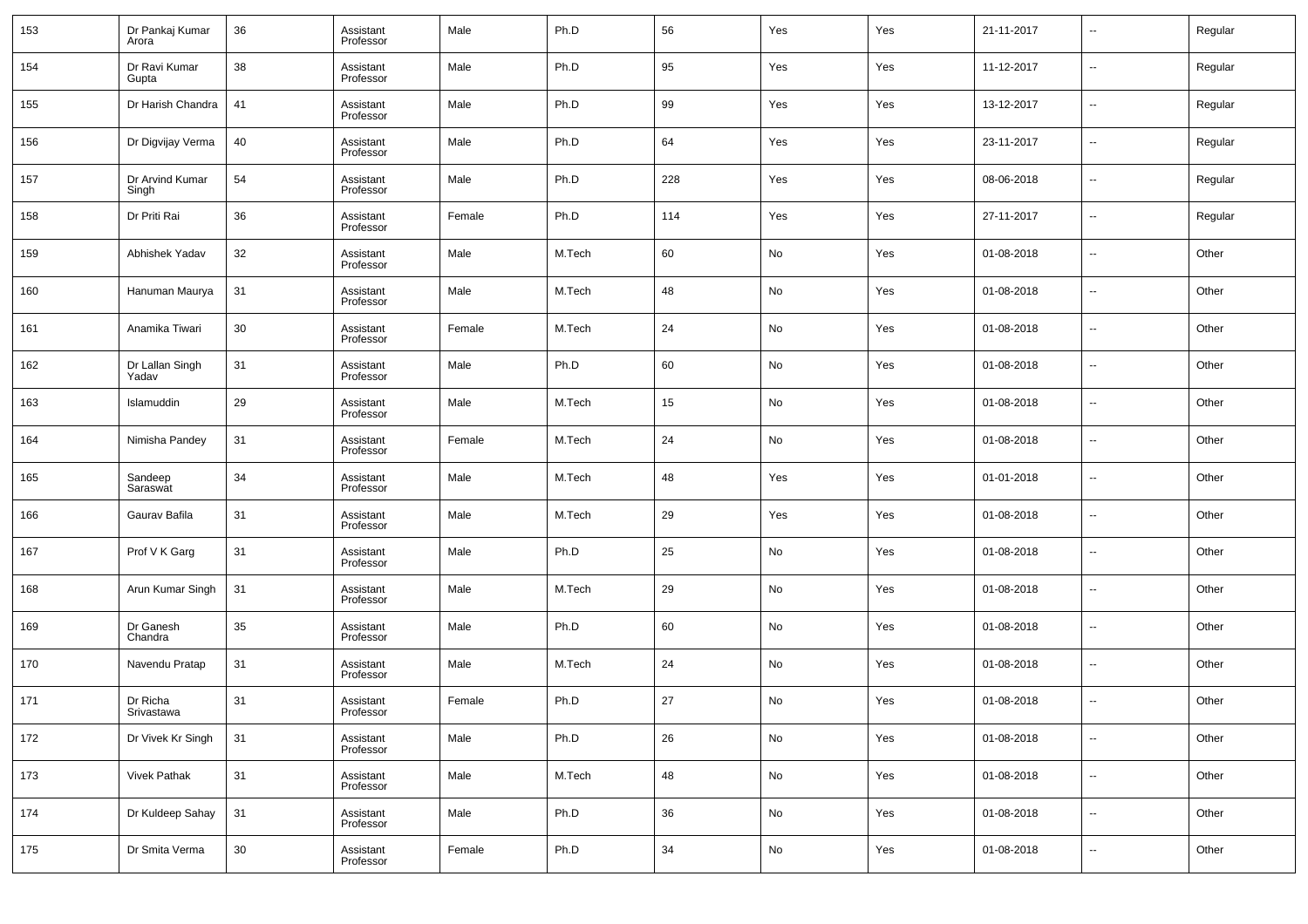| 153 | Dr Pankaj Kumar Arora | 36 | Assistant Professor | Male | Ph.D | 56 | Yes | Yes | 21-11-2017 | -- | Regular |
|---|---|---|---|---|---|---|---|---|---|---|---|
| 154 | Dr Ravi Kumar Gupta | 38 | Assistant Professor | Male | Ph.D | 95 | Yes | Yes | 11-12-2017 | -- | Regular |
| 155 | Dr Harish Chandra | 41 | Assistant Professor | Male | Ph.D | 99 | Yes | Yes | 13-12-2017 | -- | Regular |
| 156 | Dr Digvijay Verma | 40 | Assistant Professor | Male | Ph.D | 64 | Yes | Yes | 23-11-2017 | -- | Regular |
| 157 | Dr Arvind Kumar Singh | 54 | Assistant Professor | Male | Ph.D | 228 | Yes | Yes | 08-06-2018 | -- | Regular |
| 158 | Dr Priti Rai | 36 | Assistant Professor | Female | Ph.D | 114 | Yes | Yes | 27-11-2017 | -- | Regular |
| 159 | Abhishek Yadav | 32 | Assistant Professor | Male | M.Tech | 60 | No | Yes | 01-08-2018 | -- | Other |
| 160 | Hanuman Maurya | 31 | Assistant Professor | Male | M.Tech | 48 | No | Yes | 01-08-2018 | -- | Other |
| 161 | Anamika Tiwari | 30 | Assistant Professor | Female | M.Tech | 24 | No | Yes | 01-08-2018 | -- | Other |
| 162 | Dr Lallan Singh Yadav | 31 | Assistant Professor | Male | Ph.D | 60 | No | Yes | 01-08-2018 | -- | Other |
| 163 | Islamuddin | 29 | Assistant Professor | Male | M.Tech | 15 | No | Yes | 01-08-2018 | -- | Other |
| 164 | Nimisha Pandey | 31 | Assistant Professor | Female | M.Tech | 24 | No | Yes | 01-08-2018 | -- | Other |
| 165 | Sandeep Saraswat | 34 | Assistant Professor | Male | M.Tech | 48 | Yes | Yes | 01-01-2018 | -- | Other |
| 166 | Gaurav Bafila | 31 | Assistant Professor | Male | M.Tech | 29 | Yes | Yes | 01-08-2018 | -- | Other |
| 167 | Prof V K Garg | 31 | Assistant Professor | Male | Ph.D | 25 | No | Yes | 01-08-2018 | -- | Other |
| 168 | Arun Kumar Singh | 31 | Assistant Professor | Male | M.Tech | 29 | No | Yes | 01-08-2018 | -- | Other |
| 169 | Dr Ganesh Chandra | 35 | Assistant Professor | Male | Ph.D | 60 | No | Yes | 01-08-2018 | -- | Other |
| 170 | Navendu Pratap | 31 | Assistant Professor | Male | M.Tech | 24 | No | Yes | 01-08-2018 | -- | Other |
| 171 | Dr Richa Srivastawa | 31 | Assistant Professor | Female | Ph.D | 27 | No | Yes | 01-08-2018 | -- | Other |
| 172 | Dr Vivek Kr Singh | 31 | Assistant Professor | Male | Ph.D | 26 | No | Yes | 01-08-2018 | -- | Other |
| 173 | Vivek Pathak | 31 | Assistant Professor | Male | M.Tech | 48 | No | Yes | 01-08-2018 | -- | Other |
| 174 | Dr Kuldeep Sahay | 31 | Assistant Professor | Male | Ph.D | 36 | No | Yes | 01-08-2018 | -- | Other |
| 175 | Dr Smita Verma | 30 | Assistant Professor | Female | Ph.D | 34 | No | Yes | 01-08-2018 | -- | Other |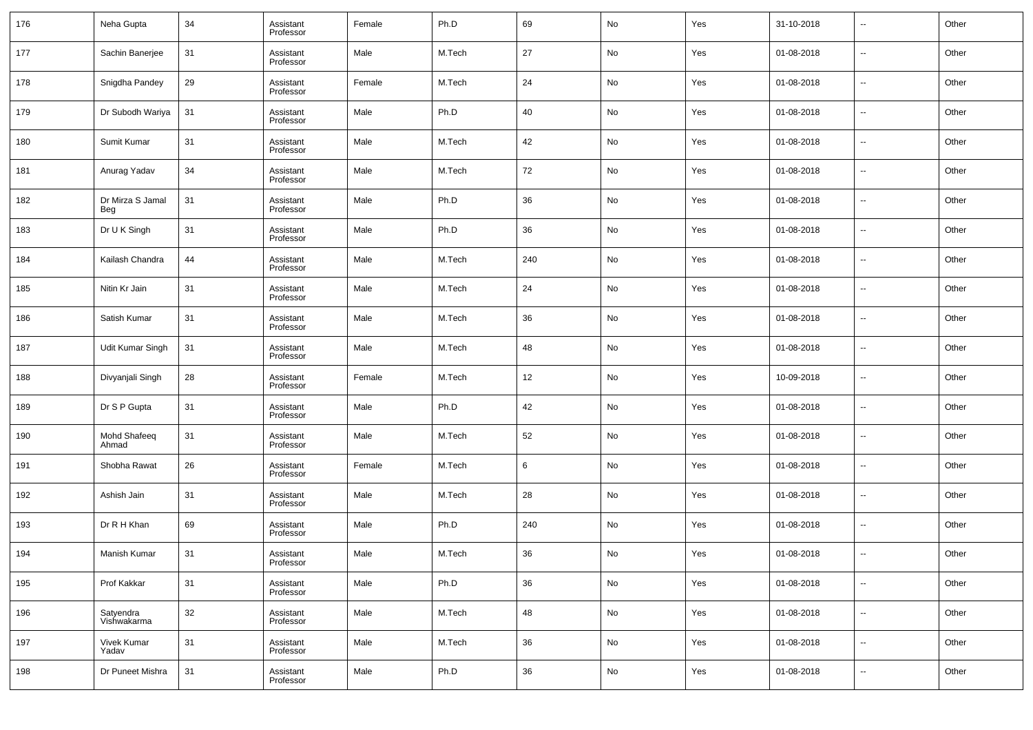| | | | | | | | | | | | |
|---|---|---|---|---|---|---|---|---|---|---|---|
| 176 | Neha Gupta | 34 | Assistant Professor | Female | Ph.D | 69 | No | Yes | 31-10-2018 | -- | Other |
| 177 | Sachin Banerjee | 31 | Assistant Professor | Male | M.Tech | 27 | No | Yes | 01-08-2018 | -- | Other |
| 178 | Snigdha Pandey | 29 | Assistant Professor | Female | M.Tech | 24 | No | Yes | 01-08-2018 | -- | Other |
| 179 | Dr Subodh Wariya | 31 | Assistant Professor | Male | Ph.D | 40 | No | Yes | 01-08-2018 | -- | Other |
| 180 | Sumit Kumar | 31 | Assistant Professor | Male | M.Tech | 42 | No | Yes | 01-08-2018 | -- | Other |
| 181 | Anurag Yadav | 34 | Assistant Professor | Male | M.Tech | 72 | No | Yes | 01-08-2018 | -- | Other |
| 182 | Dr Mirza S Jamal Beg | 31 | Assistant Professor | Male | Ph.D | 36 | No | Yes | 01-08-2018 | -- | Other |
| 183 | Dr U K Singh | 31 | Assistant Professor | Male | Ph.D | 36 | No | Yes | 01-08-2018 | -- | Other |
| 184 | Kailash Chandra | 44 | Assistant Professor | Male | M.Tech | 240 | No | Yes | 01-08-2018 | -- | Other |
| 185 | Nitin Kr Jain | 31 | Assistant Professor | Male | M.Tech | 24 | No | Yes | 01-08-2018 | -- | Other |
| 186 | Satish Kumar | 31 | Assistant Professor | Male | M.Tech | 36 | No | Yes | 01-08-2018 | -- | Other |
| 187 | Udit Kumar Singh | 31 | Assistant Professor | Male | M.Tech | 48 | No | Yes | 01-08-2018 | -- | Other |
| 188 | Divyanjali Singh | 28 | Assistant Professor | Female | M.Tech | 12 | No | Yes | 10-09-2018 | -- | Other |
| 189 | Dr S P Gupta | 31 | Assistant Professor | Male | Ph.D | 42 | No | Yes | 01-08-2018 | -- | Other |
| 190 | Mohd Shafeeq Ahmad | 31 | Assistant Professor | Male | M.Tech | 52 | No | Yes | 01-08-2018 | -- | Other |
| 191 | Shobha Rawat | 26 | Assistant Professor | Female | M.Tech | 6 | No | Yes | 01-08-2018 | -- | Other |
| 192 | Ashish Jain | 31 | Assistant Professor | Male | M.Tech | 28 | No | Yes | 01-08-2018 | -- | Other |
| 193 | Dr R H Khan | 69 | Assistant Professor | Male | Ph.D | 240 | No | Yes | 01-08-2018 | -- | Other |
| 194 | Manish Kumar | 31 | Assistant Professor | Male | M.Tech | 36 | No | Yes | 01-08-2018 | -- | Other |
| 195 | Prof Kakkar | 31 | Assistant Professor | Male | Ph.D | 36 | No | Yes | 01-08-2018 | -- | Other |
| 196 | Satyendra Vishwakarma | 32 | Assistant Professor | Male | M.Tech | 48 | No | Yes | 01-08-2018 | -- | Other |
| 197 | Vivek Kumar Yadav | 31 | Assistant Professor | Male | M.Tech | 36 | No | Yes | 01-08-2018 | -- | Other |
| 198 | Dr Puneet Mishra | 31 | Assistant Professor | Male | Ph.D | 36 | No | Yes | 01-08-2018 | -- | Other |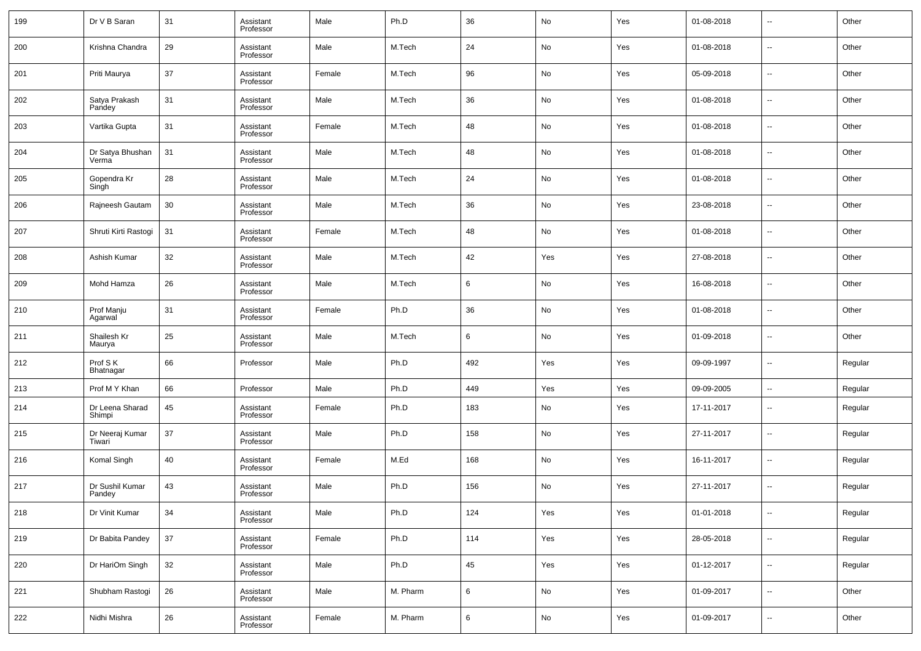| | | | | | | | | | | | |
|---|---|---|---|---|---|---|---|---|---|---|---|
| 199 | Dr V B Saran | 31 | Assistant Professor | Male | Ph.D | 36 | No | Yes | 01-08-2018 | -- | Other |
| 200 | Krishna Chandra | 29 | Assistant Professor | Male | M.Tech | 24 | No | Yes | 01-08-2018 | -- | Other |
| 201 | Priti Maurya | 37 | Assistant Professor | Female | M.Tech | 96 | No | Yes | 05-09-2018 | -- | Other |
| 202 | Satya Prakash Pandey | 31 | Assistant Professor | Male | M.Tech | 36 | No | Yes | 01-08-2018 | -- | Other |
| 203 | Vartika Gupta | 31 | Assistant Professor | Female | M.Tech | 48 | No | Yes | 01-08-2018 | -- | Other |
| 204 | Dr Satya Bhushan Verma | 31 | Assistant Professor | Male | M.Tech | 48 | No | Yes | 01-08-2018 | -- | Other |
| 205 | Gopendra Kr Singh | 28 | Assistant Professor | Male | M.Tech | 24 | No | Yes | 01-08-2018 | -- | Other |
| 206 | Rajneesh Gautam | 30 | Assistant Professor | Male | M.Tech | 36 | No | Yes | 23-08-2018 | -- | Other |
| 207 | Shruti Kirti Rastogi | 31 | Assistant Professor | Female | M.Tech | 48 | No | Yes | 01-08-2018 | -- | Other |
| 208 | Ashish Kumar | 32 | Assistant Professor | Male | M.Tech | 42 | Yes | Yes | 27-08-2018 | -- | Other |
| 209 | Mohd Hamza | 26 | Assistant Professor | Male | M.Tech | 6 | No | Yes | 16-08-2018 | -- | Other |
| 210 | Prof Manju Agarwal | 31 | Assistant Professor | Female | Ph.D | 36 | No | Yes | 01-08-2018 | -- | Other |
| 211 | Shailesh Kr Maurya | 25 | Assistant Professor | Male | M.Tech | 6 | No | Yes | 01-09-2018 | -- | Other |
| 212 | Prof S K Bhatnagar | 66 | Professor | Male | Ph.D | 492 | Yes | Yes | 09-09-1997 | -- | Regular |
| 213 | Prof M Y Khan | 66 | Professor | Male | Ph.D | 449 | Yes | Yes | 09-09-2005 | -- | Regular |
| 214 | Dr Leena Sharad Shimpi | 45 | Assistant Professor | Female | Ph.D | 183 | No | Yes | 17-11-2017 | -- | Regular |
| 215 | Dr Neeraj Kumar Tiwari | 37 | Assistant Professor | Male | Ph.D | 158 | No | Yes | 27-11-2017 | -- | Regular |
| 216 | Komal Singh | 40 | Assistant Professor | Female | M.Ed | 168 | No | Yes | 16-11-2017 | -- | Regular |
| 217 | Dr Sushil Kumar Pandey | 43 | Assistant Professor | Male | Ph.D | 156 | No | Yes | 27-11-2017 | -- | Regular |
| 218 | Dr Vinit Kumar | 34 | Assistant Professor | Male | Ph.D | 124 | Yes | Yes | 01-01-2018 | -- | Regular |
| 219 | Dr Babita Pandey | 37 | Assistant Professor | Female | Ph.D | 114 | Yes | Yes | 28-05-2018 | -- | Regular |
| 220 | Dr HariOm Singh | 32 | Assistant Professor | Male | Ph.D | 45 | Yes | Yes | 01-12-2017 | -- | Regular |
| 221 | Shubham Rastogi | 26 | Assistant Professor | Male | M. Pharm | 6 | No | Yes | 01-09-2017 | -- | Other |
| 222 | Nidhi Mishra | 26 | Assistant Professor | Female | M. Pharm | 6 | No | Yes | 01-09-2017 | -- | Other |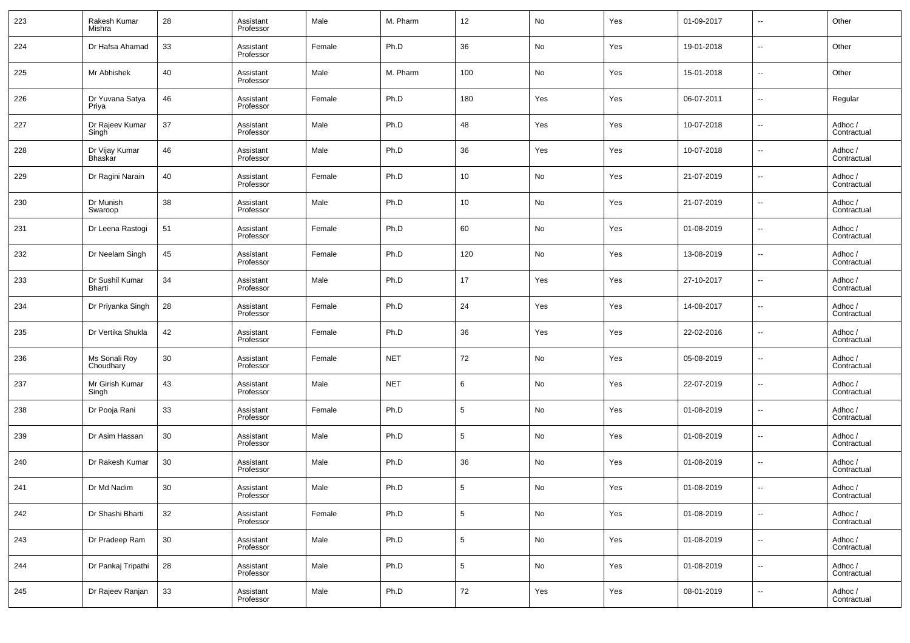| 223 | Rakesh Kumar Mishra | 28 | Assistant Professor | Male | M. Pharm | 12 | No | Yes | 01-09-2017 | -- | Other |
|---|---|---|---|---|---|---|---|---|---|---|---|
| 224 | Dr Hafsa Ahamad | 33 | Assistant Professor | Female | Ph.D | 36 | No | Yes | 19-01-2018 | -- | Other |
| 225 | Mr Abhishek | 40 | Assistant Professor | Male | M. Pharm | 100 | No | Yes | 15-01-2018 | -- | Other |
| 226 | Dr Yuvana Satya Priya | 46 | Assistant Professor | Female | Ph.D | 180 | Yes | Yes | 06-07-2011 | -- | Regular |
| 227 | Dr Rajeev Kumar Singh | 37 | Assistant Professor | Male | Ph.D | 48 | Yes | Yes | 10-07-2018 | -- | Adhoc / Contractual |
| 228 | Dr Vijay Kumar Bhaskar | 46 | Assistant Professor | Male | Ph.D | 36 | Yes | Yes | 10-07-2018 | -- | Adhoc / Contractual |
| 229 | Dr Ragini Narain | 40 | Assistant Professor | Female | Ph.D | 10 | No | Yes | 21-07-2019 | -- | Adhoc / Contractual |
| 230 | Dr Munish Swaroop | 38 | Assistant Professor | Male | Ph.D | 10 | No | Yes | 21-07-2019 | -- | Adhoc / Contractual |
| 231 | Dr Leena Rastogi | 51 | Assistant Professor | Female | Ph.D | 60 | No | Yes | 01-08-2019 | -- | Adhoc / Contractual |
| 232 | Dr Neelam Singh | 45 | Assistant Professor | Female | Ph.D | 120 | No | Yes | 13-08-2019 | -- | Adhoc / Contractual |
| 233 | Dr Sushil Kumar Bharti | 34 | Assistant Professor | Male | Ph.D | 17 | Yes | Yes | 27-10-2017 | -- | Adhoc / Contractual |
| 234 | Dr Priyanka Singh | 28 | Assistant Professor | Female | Ph.D | 24 | Yes | Yes | 14-08-2017 | -- | Adhoc / Contractual |
| 235 | Dr Vertika Shukla | 42 | Assistant Professor | Female | Ph.D | 36 | Yes | Yes | 22-02-2016 | -- | Adhoc / Contractual |
| 236 | Ms Sonali Roy Choudhary | 30 | Assistant Professor | Female | NET | 72 | No | Yes | 05-08-2019 | -- | Adhoc / Contractual |
| 237 | Mr Girish Kumar Singh | 43 | Assistant Professor | Male | NET | 6 | No | Yes | 22-07-2019 | -- | Adhoc / Contractual |
| 238 | Dr Pooja Rani | 33 | Assistant Professor | Female | Ph.D | 5 | No | Yes | 01-08-2019 | -- | Adhoc / Contractual |
| 239 | Dr Asim Hassan | 30 | Assistant Professor | Male | Ph.D | 5 | No | Yes | 01-08-2019 | -- | Adhoc / Contractual |
| 240 | Dr Rakesh Kumar | 30 | Assistant Professor | Male | Ph.D | 36 | No | Yes | 01-08-2019 | -- | Adhoc / Contractual |
| 241 | Dr Md Nadim | 30 | Assistant Professor | Male | Ph.D | 5 | No | Yes | 01-08-2019 | -- | Adhoc / Contractual |
| 242 | Dr Shashi Bharti | 32 | Assistant Professor | Female | Ph.D | 5 | No | Yes | 01-08-2019 | -- | Adhoc / Contractual |
| 243 | Dr Pradeep Ram | 30 | Assistant Professor | Male | Ph.D | 5 | No | Yes | 01-08-2019 | -- | Adhoc / Contractual |
| 244 | Dr Pankaj Tripathi | 28 | Assistant Professor | Male | Ph.D | 5 | No | Yes | 01-08-2019 | -- | Adhoc / Contractual |
| 245 | Dr Rajeev Ranjan | 33 | Assistant Professor | Male | Ph.D | 72 | Yes | Yes | 08-01-2019 | -- | Adhoc / Contractual |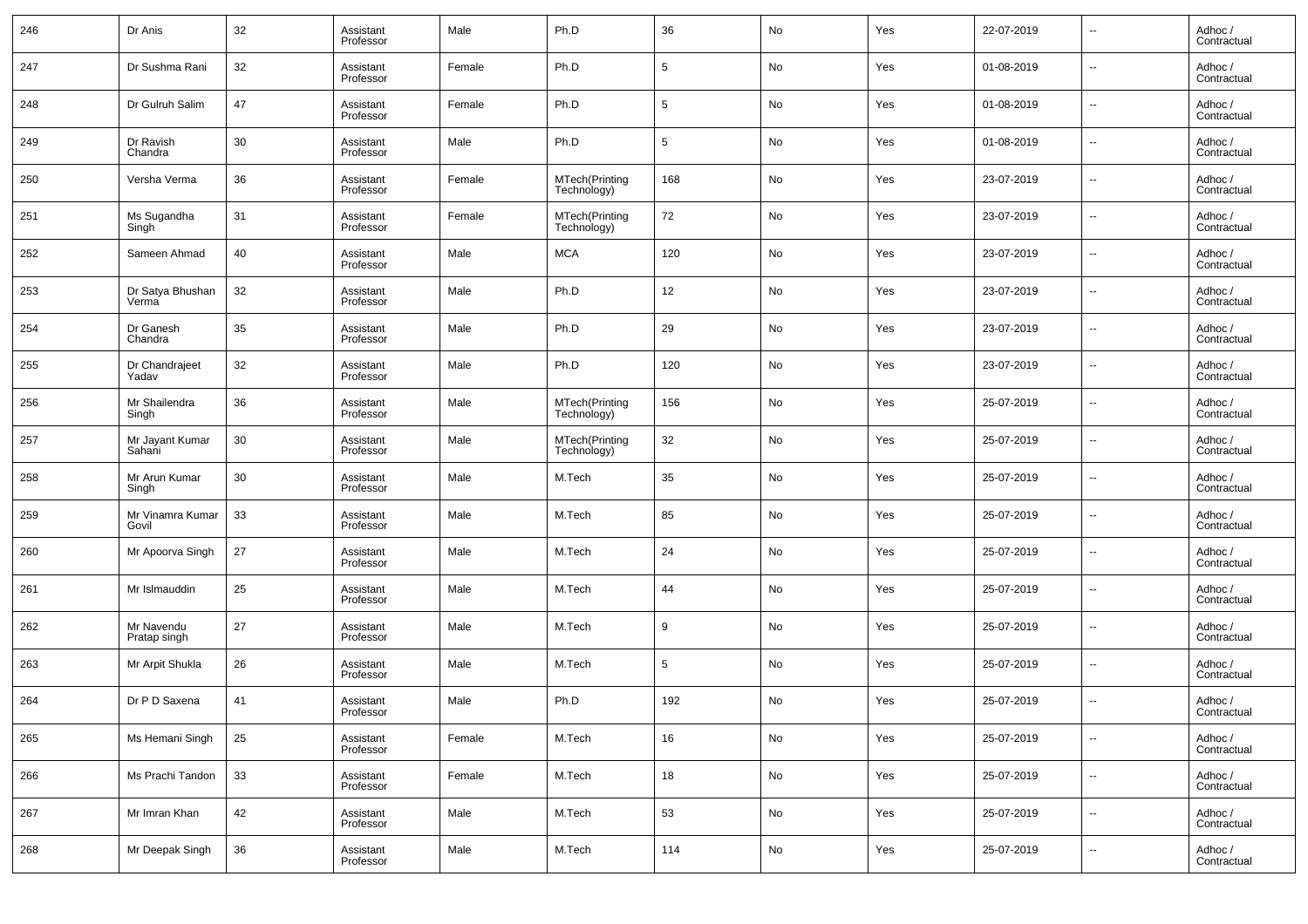| 246 | Dr Anis | 32 | Assistant Professor | Male | Ph.D | 36 | No | Yes | 22-07-2019 | -- | Adhoc / Contractual |
|---|---|---|---|---|---|---|---|---|---|---|---|
| 247 | Dr Sushma Rani | 32 | Assistant Professor | Female | Ph.D | 5 | No | Yes | 01-08-2019 | -- | Adhoc / Contractual |
| 248 | Dr Gulruh Salim | 47 | Assistant Professor | Female | Ph.D | 5 | No | Yes | 01-08-2019 | -- | Adhoc / Contractual |
| 249 | Dr Ravish Chandra | 30 | Assistant Professor | Male | Ph.D | 5 | No | Yes | 01-08-2019 | -- | Adhoc / Contractual |
| 250 | Versha Verma | 36 | Assistant Professor | Female | MTech(Printing Technology) | 168 | No | Yes | 23-07-2019 | -- | Adhoc / Contractual |
| 251 | Ms Sugandha Singh | 31 | Assistant Professor | Female | MTech(Printing Technology) | 72 | No | Yes | 23-07-2019 | -- | Adhoc / Contractual |
| 252 | Sameen Ahmad | 40 | Assistant Professor | Male | MCA | 120 | No | Yes | 23-07-2019 | -- | Adhoc / Contractual |
| 253 | Dr Satya Bhushan Verma | 32 | Assistant Professor | Male | Ph.D | 12 | No | Yes | 23-07-2019 | -- | Adhoc / Contractual |
| 254 | Dr Ganesh Chandra | 35 | Assistant Professor | Male | Ph.D | 29 | No | Yes | 23-07-2019 | -- | Adhoc / Contractual |
| 255 | Dr Chandrajeet Yadav | 32 | Assistant Professor | Male | Ph.D | 120 | No | Yes | 23-07-2019 | -- | Adhoc / Contractual |
| 256 | Mr Shailendra Singh | 36 | Assistant Professor | Male | MTech(Printing Technology) | 156 | No | Yes | 25-07-2019 | -- | Adhoc / Contractual |
| 257 | Mr Jayant Kumar Sahani | 30 | Assistant Professor | Male | MTech(Printing Technology) | 32 | No | Yes | 25-07-2019 | -- | Adhoc / Contractual |
| 258 | Mr Arun Kumar Singh | 30 | Assistant Professor | Male | M.Tech | 35 | No | Yes | 25-07-2019 | -- | Adhoc / Contractual |
| 259 | Mr Vinamra Kumar Govil | 33 | Assistant Professor | Male | M.Tech | 85 | No | Yes | 25-07-2019 | -- | Adhoc / Contractual |
| 260 | Mr Apoorva Singh | 27 | Assistant Professor | Male | M.Tech | 24 | No | Yes | 25-07-2019 | -- | Adhoc / Contractual |
| 261 | Mr Islmauddin | 25 | Assistant Professor | Male | M.Tech | 44 | No | Yes | 25-07-2019 | -- | Adhoc / Contractual |
| 262 | Mr Navendu Pratap singh | 27 | Assistant Professor | Male | M.Tech | 9 | No | Yes | 25-07-2019 | -- | Adhoc / Contractual |
| 263 | Mr Arpit Shukla | 26 | Assistant Professor | Male | M.Tech | 5 | No | Yes | 25-07-2019 | -- | Adhoc / Contractual |
| 264 | Dr P D Saxena | 41 | Assistant Professor | Male | Ph.D | 192 | No | Yes | 25-07-2019 | -- | Adhoc / Contractual |
| 265 | Ms Hemani Singh | 25 | Assistant Professor | Female | M.Tech | 16 | No | Yes | 25-07-2019 | -- | Adhoc / Contractual |
| 266 | Ms Prachi Tandon | 33 | Assistant Professor | Female | M.Tech | 18 | No | Yes | 25-07-2019 | -- | Adhoc / Contractual |
| 267 | Mr Imran Khan | 42 | Assistant Professor | Male | M.Tech | 53 | No | Yes | 25-07-2019 | -- | Adhoc / Contractual |
| 268 | Mr Deepak Singh | 36 | Assistant Professor | Male | M.Tech | 114 | No | Yes | 25-07-2019 | -- | Adhoc / Contractual |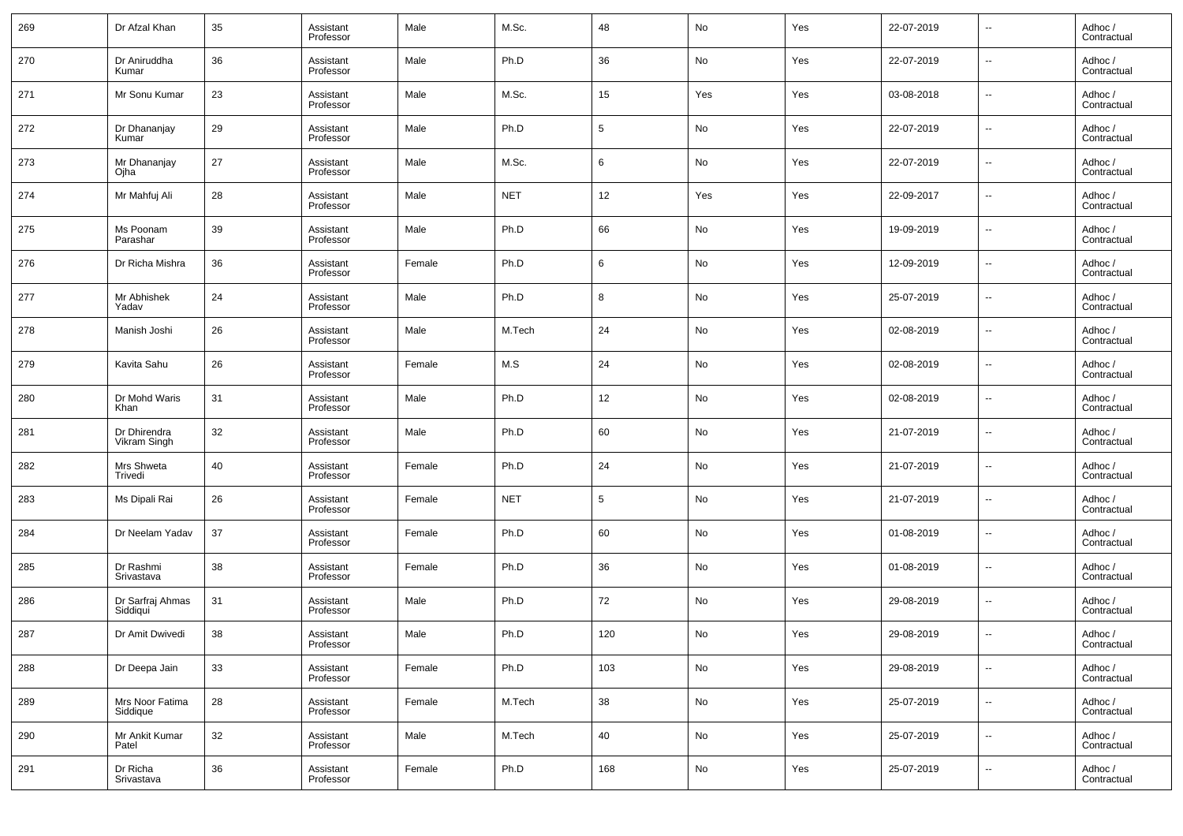| 269 | Dr Afzal Khan | 35 | Assistant Professor | Male | M.Sc. | 48 | No | Yes | 22-07-2019 | -- | Adhoc / Contractual |
|---|---|---|---|---|---|---|---|---|---|---|---|
| 270 | Dr Aniruddha Kumar | 36 | Assistant Professor | Male | Ph.D | 36 | No | Yes | 22-07-2019 | -- | Adhoc / Contractual |
| 271 | Mr Sonu Kumar | 23 | Assistant Professor | Male | M.Sc. | 15 | Yes | Yes | 03-08-2018 | -- | Adhoc / Contractual |
| 272 | Dr Dhananjay Kumar | 29 | Assistant Professor | Male | Ph.D | 5 | No | Yes | 22-07-2019 | -- | Adhoc / Contractual |
| 273 | Mr Dhananjay Ojha | 27 | Assistant Professor | Male | M.Sc. | 6 | No | Yes | 22-07-2019 | -- | Adhoc / Contractual |
| 274 | Mr Mahfuj Ali | 28 | Assistant Professor | Male | NET | 12 | Yes | Yes | 22-09-2017 | -- | Adhoc / Contractual |
| 275 | Ms Poonam Parashar | 39 | Assistant Professor | Male | Ph.D | 66 | No | Yes | 19-09-2019 | -- | Adhoc / Contractual |
| 276 | Dr Richa Mishra | 36 | Assistant Professor | Female | Ph.D | 6 | No | Yes | 12-09-2019 | -- | Adhoc / Contractual |
| 277 | Mr Abhishek Yadav | 24 | Assistant Professor | Male | Ph.D | 8 | No | Yes | 25-07-2019 | -- | Adhoc / Contractual |
| 278 | Manish Joshi | 26 | Assistant Professor | Male | M.Tech | 24 | No | Yes | 02-08-2019 | -- | Adhoc / Contractual |
| 279 | Kavita Sahu | 26 | Assistant Professor | Female | M.S | 24 | No | Yes | 02-08-2019 | -- | Adhoc / Contractual |
| 280 | Dr Mohd Waris Khan | 31 | Assistant Professor | Male | Ph.D | 12 | No | Yes | 02-08-2019 | -- | Adhoc / Contractual |
| 281 | Dr Dhirendra Vikram Singh | 32 | Assistant Professor | Male | Ph.D | 60 | No | Yes | 21-07-2019 | -- | Adhoc / Contractual |
| 282 | Mrs Shweta Trivedi | 40 | Assistant Professor | Female | Ph.D | 24 | No | Yes | 21-07-2019 | -- | Adhoc / Contractual |
| 283 | Ms Dipali Rai | 26 | Assistant Professor | Female | NET | 5 | No | Yes | 21-07-2019 | -- | Adhoc / Contractual |
| 284 | Dr Neelam Yadav | 37 | Assistant Professor | Female | Ph.D | 60 | No | Yes | 01-08-2019 | -- | Adhoc / Contractual |
| 285 | Dr Rashmi Srivastava | 38 | Assistant Professor | Female | Ph.D | 36 | No | Yes | 01-08-2019 | -- | Adhoc / Contractual |
| 286 | Dr Sarfraj Ahmas Siddiqui | 31 | Assistant Professor | Male | Ph.D | 72 | No | Yes | 29-08-2019 | -- | Adhoc / Contractual |
| 287 | Dr Amit Dwivedi | 38 | Assistant Professor | Male | Ph.D | 120 | No | Yes | 29-08-2019 | -- | Adhoc / Contractual |
| 288 | Dr Deepa Jain | 33 | Assistant Professor | Female | Ph.D | 103 | No | Yes | 29-08-2019 | -- | Adhoc / Contractual |
| 289 | Mrs Noor Fatima Siddique | 28 | Assistant Professor | Female | M.Tech | 38 | No | Yes | 25-07-2019 | -- | Adhoc / Contractual |
| 290 | Mr Ankit Kumar Patel | 32 | Assistant Professor | Male | M.Tech | 40 | No | Yes | 25-07-2019 | -- | Adhoc / Contractual |
| 291 | Dr Richa Srivastava | 36 | Assistant Professor | Female | Ph.D | 168 | No | Yes | 25-07-2019 | -- | Adhoc / Contractual |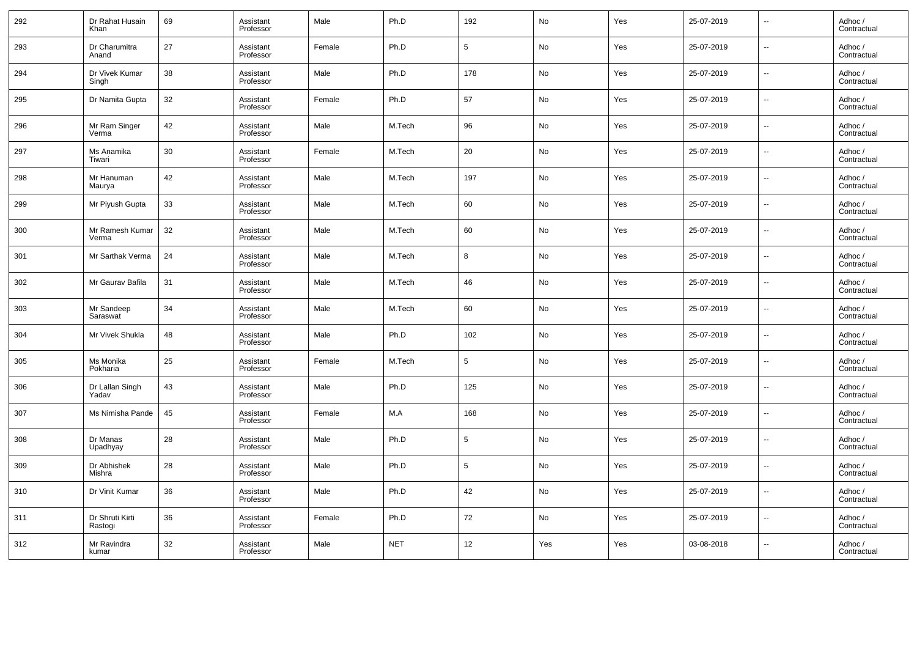| | | | | | | | | | | | |
|---|---|---|---|---|---|---|---|---|---|---|---|
| 292 | Dr Rahat Husain Khan | 69 | Assistant Professor | Male | Ph.D | 192 | No | Yes | 25-07-2019 | -- | Adhoc / Contractual |
| 293 | Dr Charumitra Anand | 27 | Assistant Professor | Female | Ph.D | 5 | No | Yes | 25-07-2019 | -- | Adhoc / Contractual |
| 294 | Dr Vivek Kumar Singh | 38 | Assistant Professor | Male | Ph.D | 178 | No | Yes | 25-07-2019 | -- | Adhoc / Contractual |
| 295 | Dr Namita Gupta | 32 | Assistant Professor | Female | Ph.D | 57 | No | Yes | 25-07-2019 | -- | Adhoc / Contractual |
| 296 | Mr Ram Singer Verma | 42 | Assistant Professor | Male | M.Tech | 96 | No | Yes | 25-07-2019 | -- | Adhoc / Contractual |
| 297 | Ms Anamika Tiwari | 30 | Assistant Professor | Female | M.Tech | 20 | No | Yes | 25-07-2019 | -- | Adhoc / Contractual |
| 298 | Mr Hanuman Maurya | 42 | Assistant Professor | Male | M.Tech | 197 | No | Yes | 25-07-2019 | -- | Adhoc / Contractual |
| 299 | Mr Piyush Gupta | 33 | Assistant Professor | Male | M.Tech | 60 | No | Yes | 25-07-2019 | -- | Adhoc / Contractual |
| 300 | Mr Ramesh Kumar Verma | 32 | Assistant Professor | Male | M.Tech | 60 | No | Yes | 25-07-2019 | -- | Adhoc / Contractual |
| 301 | Mr Sarthak Verma | 24 | Assistant Professor | Male | M.Tech | 8 | No | Yes | 25-07-2019 | -- | Adhoc / Contractual |
| 302 | Mr Gaurav Bafila | 31 | Assistant Professor | Male | M.Tech | 46 | No | Yes | 25-07-2019 | -- | Adhoc / Contractual |
| 303 | Mr Sandeep Saraswat | 34 | Assistant Professor | Male | M.Tech | 60 | No | Yes | 25-07-2019 | -- | Adhoc / Contractual |
| 304 | Mr Vivek Shukla | 48 | Assistant Professor | Male | Ph.D | 102 | No | Yes | 25-07-2019 | -- | Adhoc / Contractual |
| 305 | Ms Monika Pokharia | 25 | Assistant Professor | Female | M.Tech | 5 | No | Yes | 25-07-2019 | -- | Adhoc / Contractual |
| 306 | Dr Lallan Singh Yadav | 43 | Assistant Professor | Male | Ph.D | 125 | No | Yes | 25-07-2019 | -- | Adhoc / Contractual |
| 307 | Ms Nimisha Pande | 45 | Assistant Professor | Female | M.A | 168 | No | Yes | 25-07-2019 | -- | Adhoc / Contractual |
| 308 | Dr Manas Upadhyay | 28 | Assistant Professor | Male | Ph.D | 5 | No | Yes | 25-07-2019 | -- | Adhoc / Contractual |
| 309 | Dr Abhishek Mishra | 28 | Assistant Professor | Male | Ph.D | 5 | No | Yes | 25-07-2019 | -- | Adhoc / Contractual |
| 310 | Dr Vinit Kumar | 36 | Assistant Professor | Male | Ph.D | 42 | No | Yes | 25-07-2019 | -- | Adhoc / Contractual |
| 311 | Dr Shruti Kirti Rastogi | 36 | Assistant Professor | Female | Ph.D | 72 | No | Yes | 25-07-2019 | -- | Adhoc / Contractual |
| 312 | Mr Ravindra kumar | 32 | Assistant Professor | Male | NET | 12 | Yes | Yes | 03-08-2018 | -- | Adhoc / Contractual |